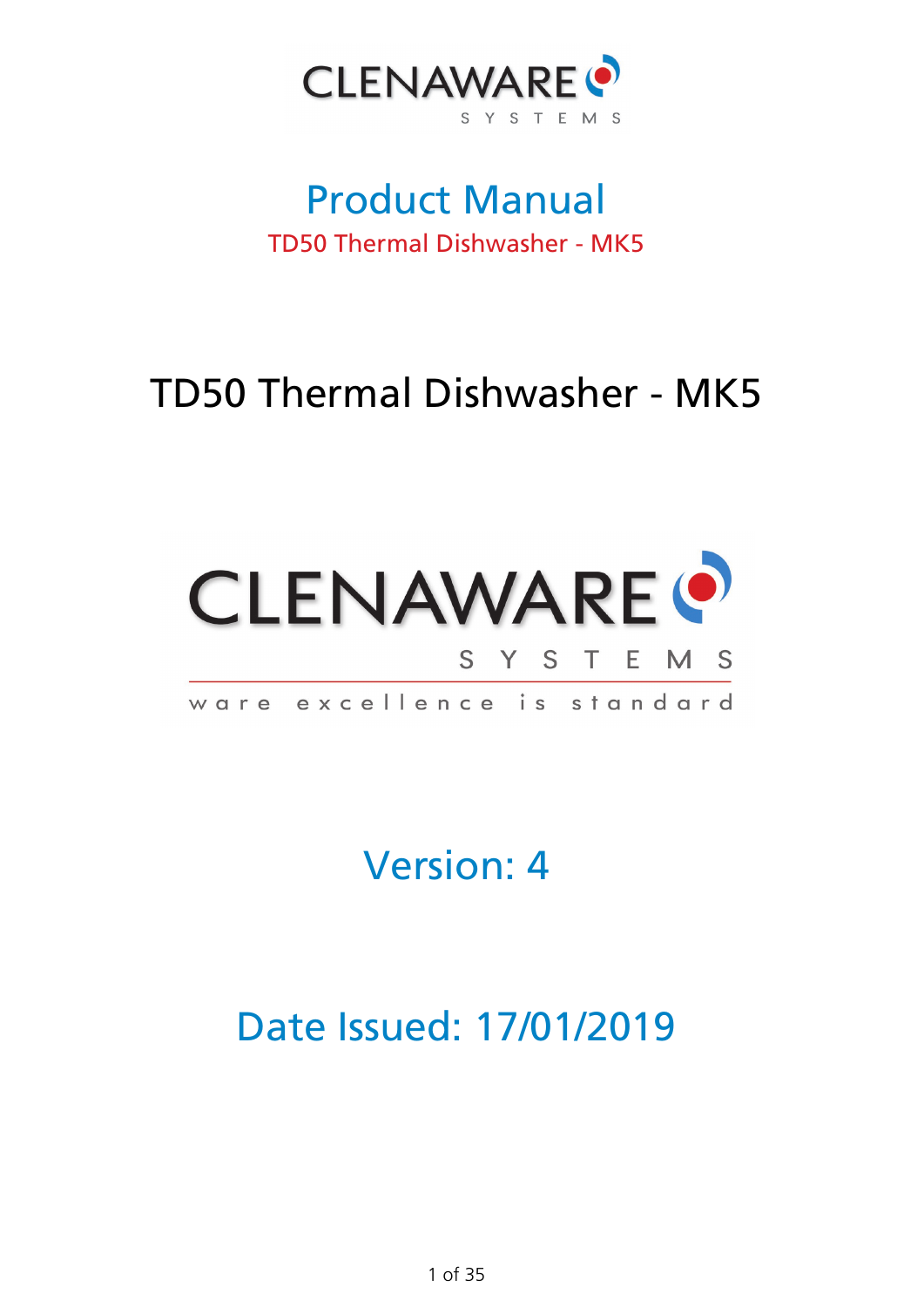CLENAWARE SYSTEMS

# Product Manual

TD50 Thermal Dishwasher - MK5

## TD50 Thermal Dishwasher - MK5

CLENAWARE SYSTEMS

ware excellence is standard

### Version: 4

### Date Issued: 17/01/2019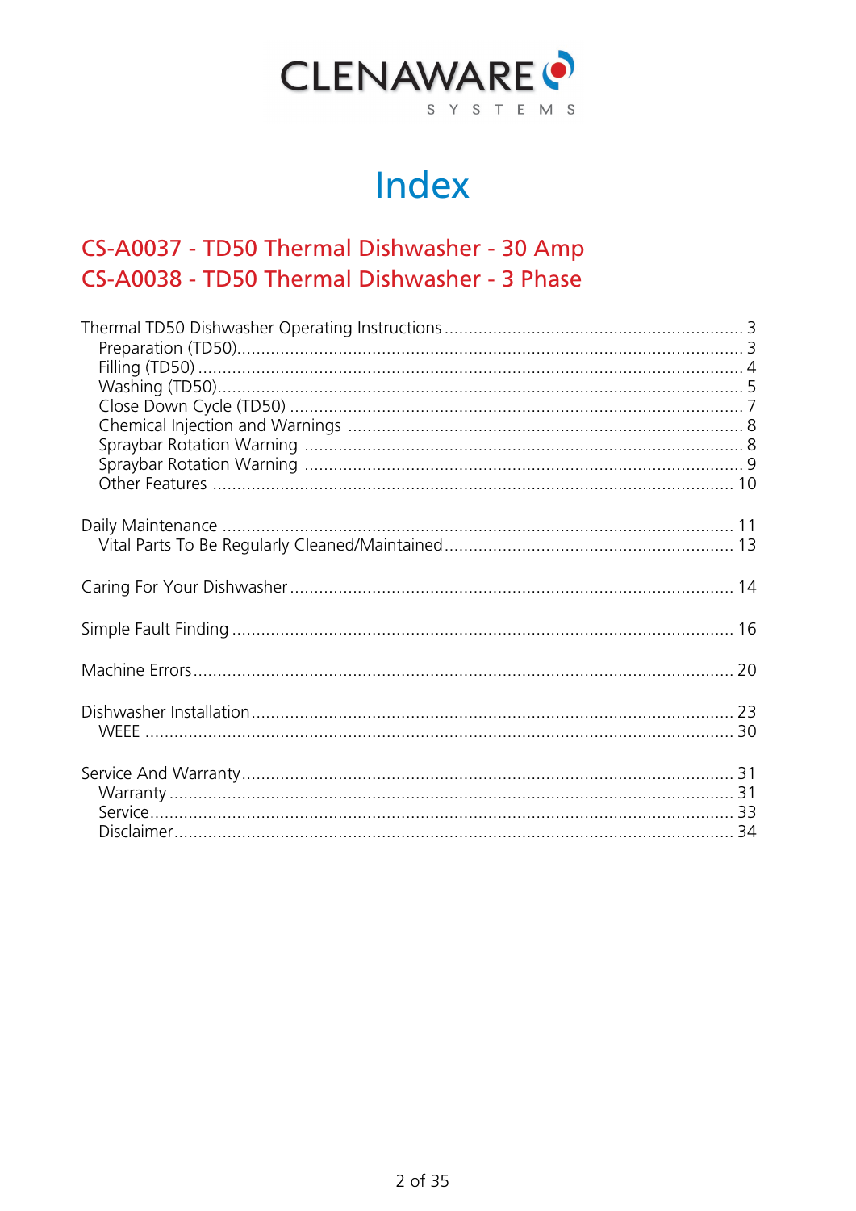CLENAWARE SYSTEMS

# Index

## CS-A0037 - TD50 Thermal Dishwasher - 30 Amp
## CS-A0038 - TD50 Thermal Dishwasher - 3 Phase

Thermal TD50 Dishwasher Operating Instructions .......... 3
- Preparation (TD50) .......... 3
- Filling (TD50) .......... 4
- Washing (TD50) .......... 5
- Close Down Cycle (TD50) .......... 7
- Chemical Injection and Warnings .......... 8
- Spraybar Rotation Warning .......... 8
- Spraybar Rotation Warning .......... 9
- Other Features .......... 10

Daily Maintenance .......... 11
- Vital Parts To Be Regularly Cleaned/Maintained .......... 13

Caring For Your Dishwasher .......... 14

Simple Fault Finding .......... 16

Machine Errors .......... 20

Dishwasher Installation .......... 23
- WEEE .......... 30

Service And Warranty .......... 31
- Warranty .......... 31
- Service .......... 33
- Disclaimer .......... 34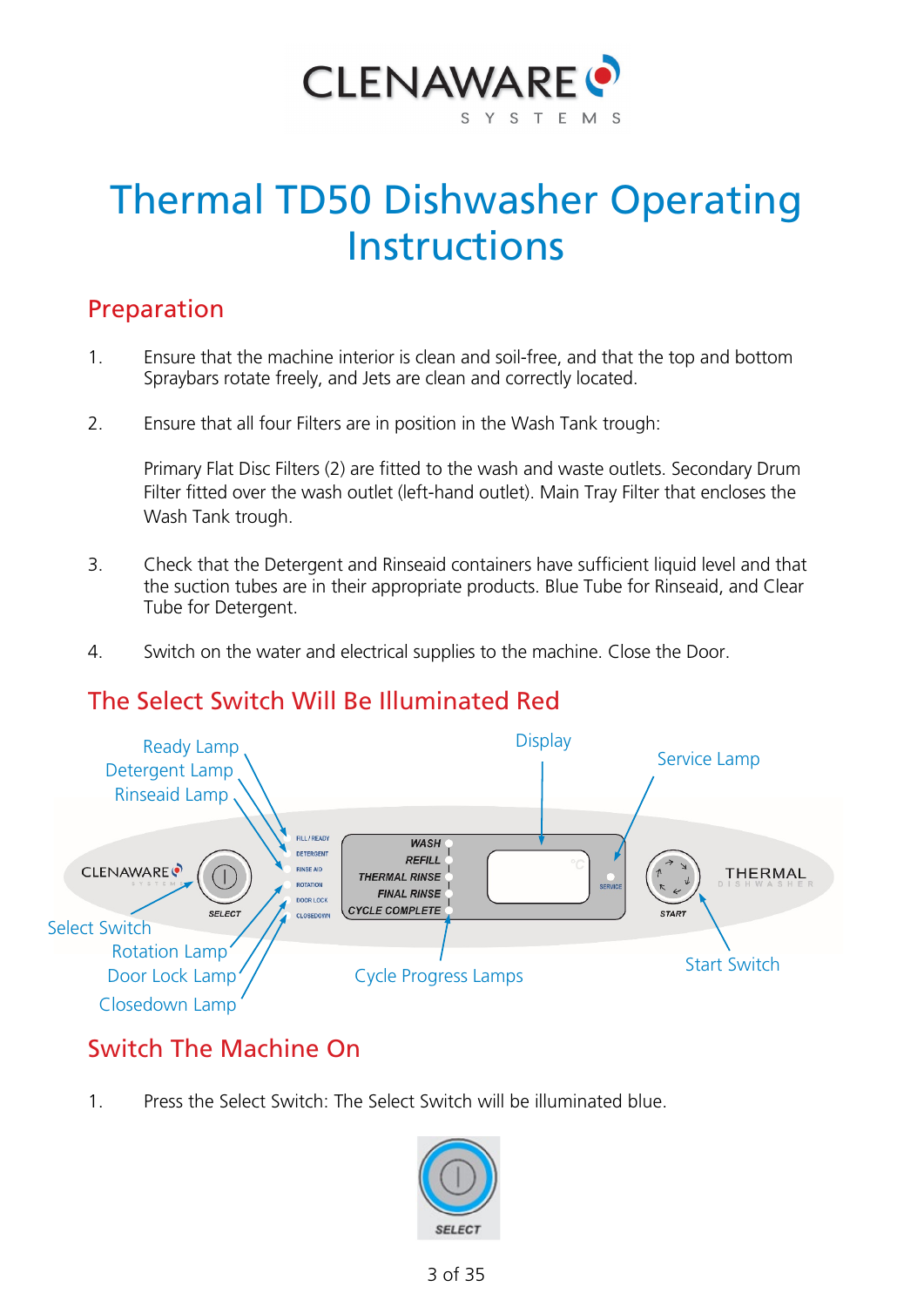# Thermal TD50 Dishwasher Operating Instructions

## Preparation

1. Ensure that the machine interior is clean and soil-free, and that the top and bottom Spraybars rotate freely, and Jets are clean and correctly located.

2. Ensure that all four Filters are in position in the Wash Tank trough:

   Primary Flat Disc Filters (2) are fitted to the wash and waste outlets. Secondary Drum Filter fitted over the wash outlet (left-hand outlet). Main Tray Filter that encloses the Wash Tank trough.

3. Check that the Detergent and Rinseaid containers have sufficient liquid level and that the suction tubes are in their appropriate products. Blue Tube for Rinseaid, and Clear Tube for Detergent.

4. Switch on the water and electrical supplies to the machine. Close the Door.

## The Select Switch Will Be Illuminated Red

Ready Lamp
Detergent Lamp
Rinseaid Lamp
Display
Service Lamp
Select Switch
Rotation Lamp
Door Lock Lamp
Closedown Lamp
Cycle Progress Lamps
Start Switch

## Switch The Machine On

1. Press the Select Switch: The Select Switch will be illuminated blue.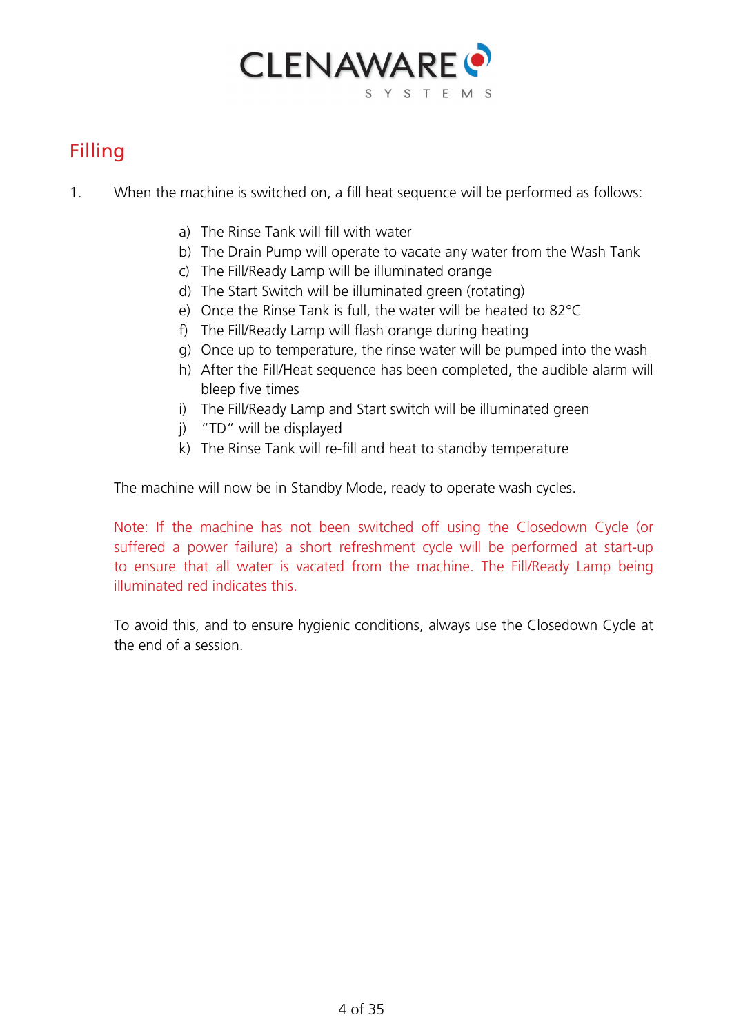## Filling

1. When the machine is switched on, a fill heat sequence will be performed as follows:

   a) The Rinse Tank will fill with water
   b) The Drain Pump will operate to vacate any water from the Wash Tank
   c) The Fill/Ready Lamp will be illuminated orange
   d) The Start Switch will be illuminated green (rotating)
   e) Once the Rinse Tank is full, the water will be heated to 82°C
   f) The Fill/Ready Lamp will flash orange during heating
   g) Once up to temperature, the rinse water will be pumped into the wash
   h) After the Fill/Heat sequence has been completed, the audible alarm will bleep five times
   i) The Fill/Ready Lamp and Start switch will be illuminated green
   j) "TD" will be displayed
   k) The Rinse Tank will re-fill and heat to standby temperature

   The machine will now be in Standby Mode, ready to operate wash cycles.

   Note: If the machine has not been switched off using the Closedown Cycle (or suffered a power failure) a short refreshment cycle will be performed at start-up to ensure that all water is vacated from the machine. The Fill/Ready Lamp being illuminated red indicates this.

   To avoid this, and to ensure hygienic conditions, always use the Closedown Cycle at the end of a session.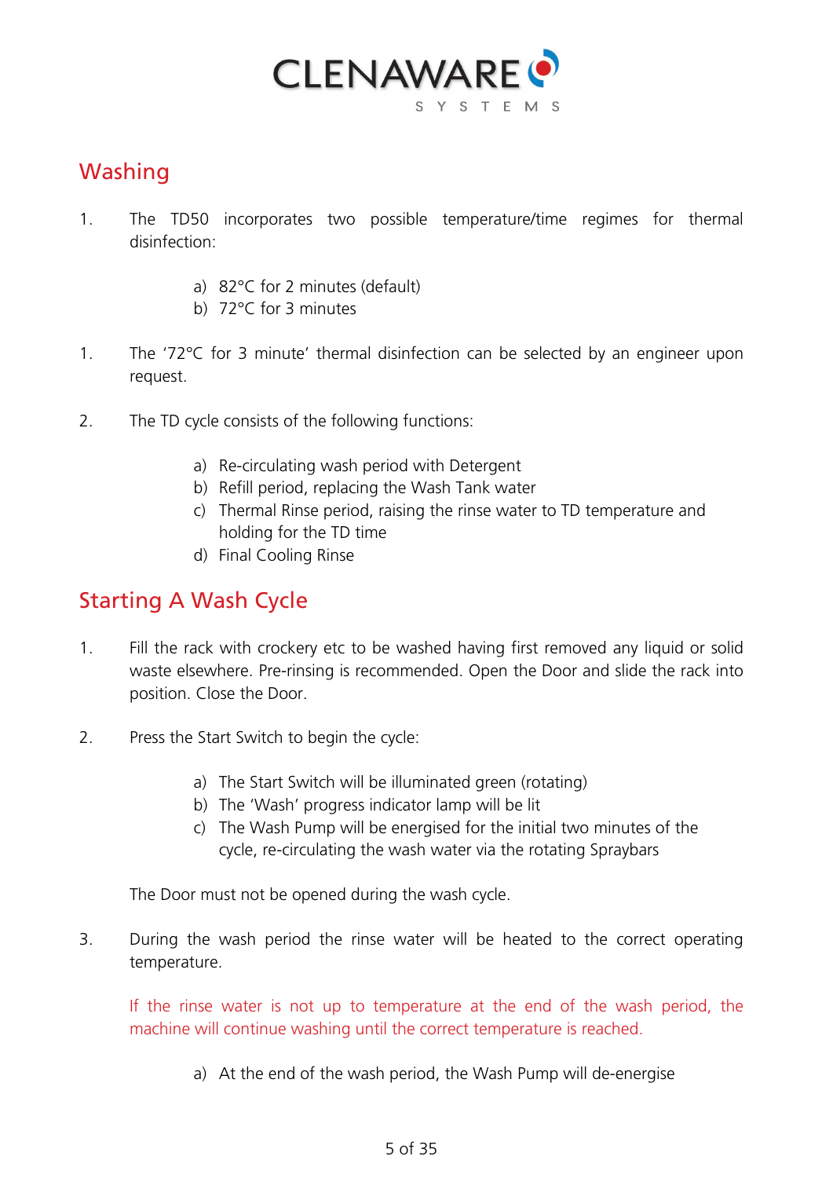## Washing

1. The TD50 incorporates two possible temperature/time regimes for thermal disinfection:

    a) 82°C for 2 minutes (default)
    b) 72°C for 3 minutes

1. The '72°C for 3 minute' thermal disinfection can be selected by an engineer upon request.

2. The TD cycle consists of the following functions:

    a) Re-circulating wash period with Detergent
    b) Refill period, replacing the Wash Tank water
    c) Thermal Rinse period, raising the rinse water to TD temperature and holding for the TD time
    d) Final Cooling Rinse

## Starting A Wash Cycle

1. Fill the rack with crockery etc to be washed having first removed any liquid or solid waste elsewhere. Pre-rinsing is recommended. Open the Door and slide the rack into position. Close the Door.

2. Press the Start Switch to begin the cycle:

    a) The Start Switch will be illuminated green (rotating)
    b) The 'Wash' progress indicator lamp will be lit
    c) The Wash Pump will be energised for the initial two minutes of the cycle, re-circulating the wash water via the rotating Spraybars

    The Door must not be opened during the wash cycle.

3. During the wash period the rinse water will be heated to the correct operating temperature.

    If the rinse water is not up to temperature at the end of the wash period, the machine will continue washing until the correct temperature is reached.

    a) At the end of the wash period, the Wash Pump will de-energise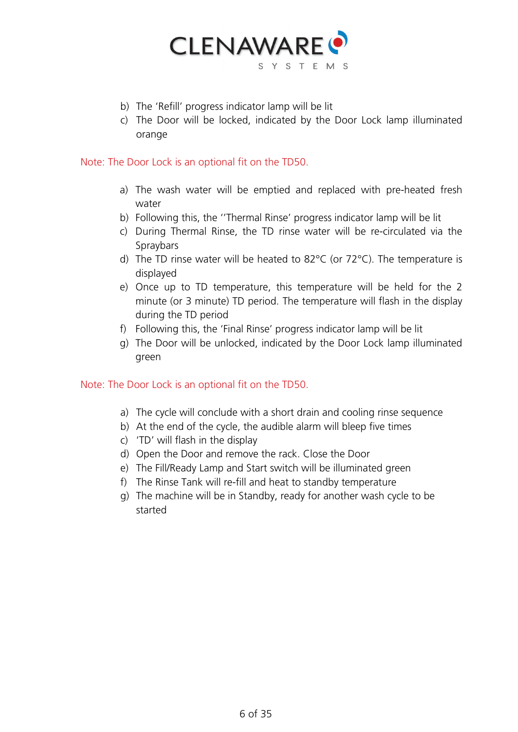b) The 'Refill' progress indicator lamp will be lit
c) The Door will be locked, indicated by the Door Lock lamp illuminated orange

Note: The Door Lock is an optional fit on the TD50.

a) The wash water will be emptied and replaced with pre-heated fresh water
b) Following this, the ''Thermal Rinse' progress indicator lamp will be lit
c) During Thermal Rinse, the TD rinse water will be re-circulated via the Spraybars
d) The TD rinse water will be heated to 82°C (or 72°C). The temperature is displayed
e) Once up to TD temperature, this temperature will be held for the 2 minute (or 3 minute) TD period. The temperature will flash in the display during the TD period
f) Following this, the 'Final Rinse' progress indicator lamp will be lit
g) The Door will be unlocked, indicated by the Door Lock lamp illuminated green

Note: The Door Lock is an optional fit on the TD50.

a) The cycle will conclude with a short drain and cooling rinse sequence
b) At the end of the cycle, the audible alarm will bleep five times
c) 'TD' will flash in the display
d) Open the Door and remove the rack. Close the Door
e) The Fill/Ready Lamp and Start switch will be illuminated green
f) The Rinse Tank will re-fill and heat to standby temperature
g) The machine will be in Standby, ready for another wash cycle to be started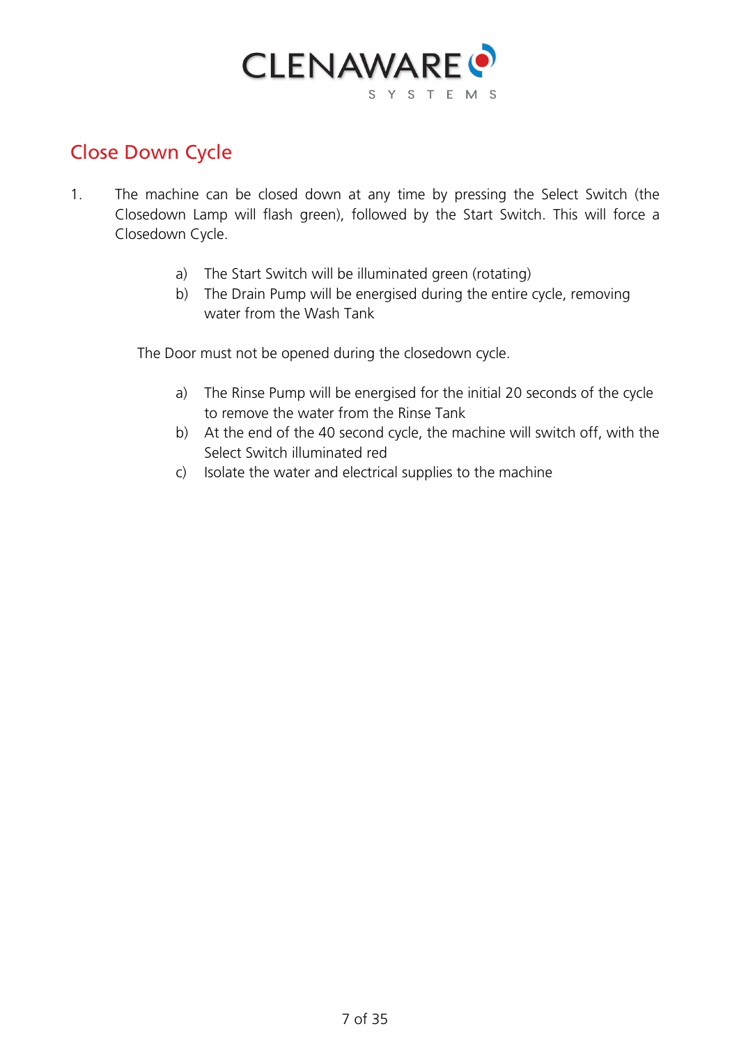## Close Down Cycle

1. The machine can be closed down at any time by pressing the Select Switch (the Closedown Lamp will flash green), followed by the Start Switch. This will force a Closedown Cycle.

    a) The Start Switch will be illuminated green (rotating)
    b) The Drain Pump will be energised during the entire cycle, removing water from the Wash Tank

    The Door must not be opened during the closedown cycle.

    a) The Rinse Pump will be energised for the initial 20 seconds of the cycle to remove the water from the Rinse Tank
    b) At the end of the 40 second cycle, the machine will switch off, with the Select Switch illuminated red
    c) Isolate the water and electrical supplies to the machine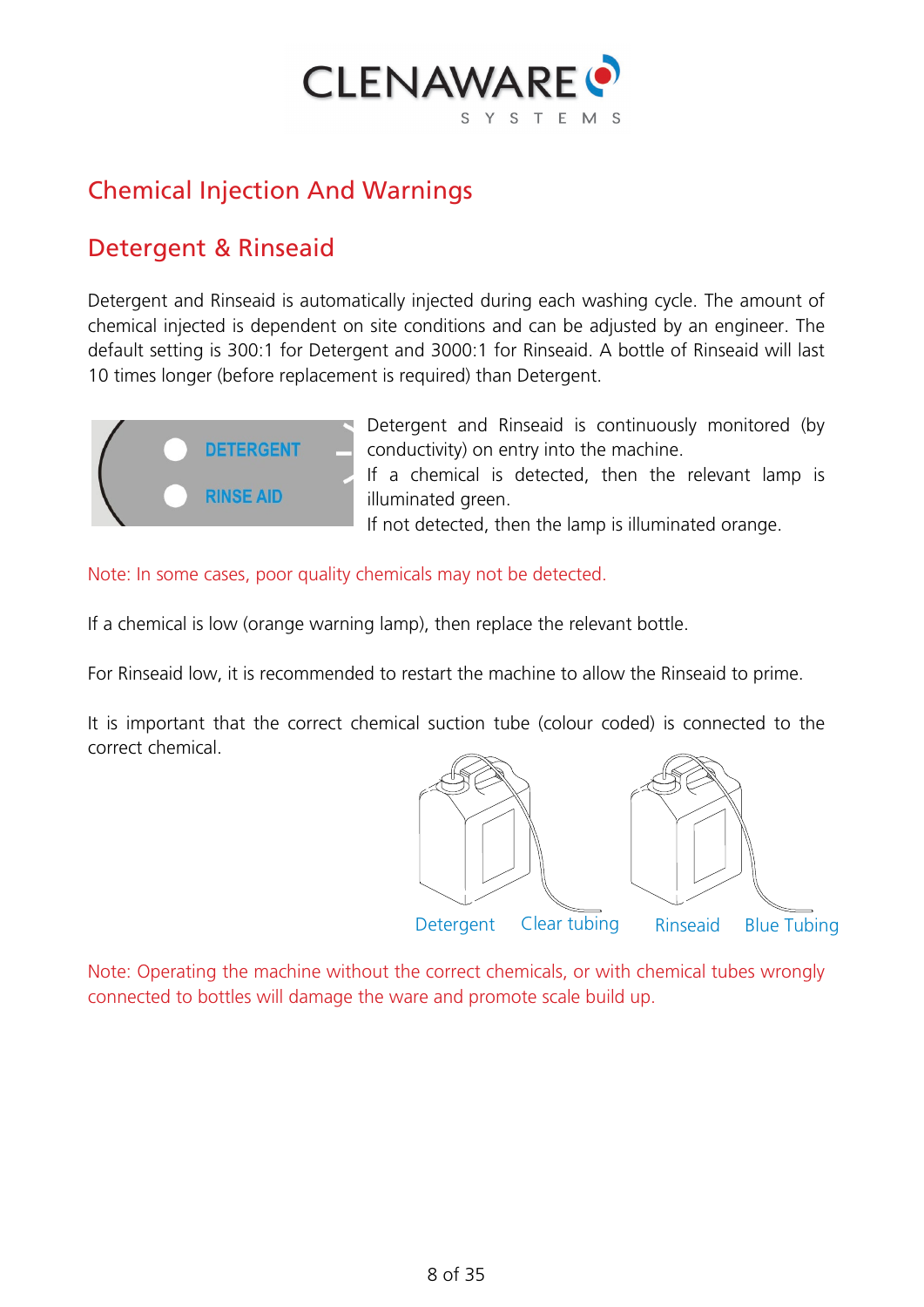# Chemical Injection And Warnings

## Detergent & Rinseaid

Detergent and Rinseaid is automatically injected during each washing cycle. The amount of chemical injected is dependent on site conditions and can be adjusted by an engineer. The default setting is 300:1 for Detergent and 3000:1 for Rinseaid. A bottle of Rinseaid will last 10 times longer (before replacement is required) than Detergent.

DETERGENT

RINSE AID

Detergent and Rinseaid is continuously monitored (by conductivity) on entry into the machine.
If a chemical is detected, then the relevant lamp is illuminated green.
If not detected, then the lamp is illuminated orange.

Note: In some cases, poor quality chemicals may not be detected.

If a chemical is low (orange warning lamp), then replace the relevant bottle.

For Rinseaid low, it is recommended to restart the machine to allow the Rinseaid to prime.

It is important that the correct chemical suction tube (colour coded) is connected to the correct chemical.

Detergent Clear tubing Rinseaid Blue Tubing

Note: Operating the machine without the correct chemicals, or with chemical tubes wrongly connected to bottles will damage the ware and promote scale build up.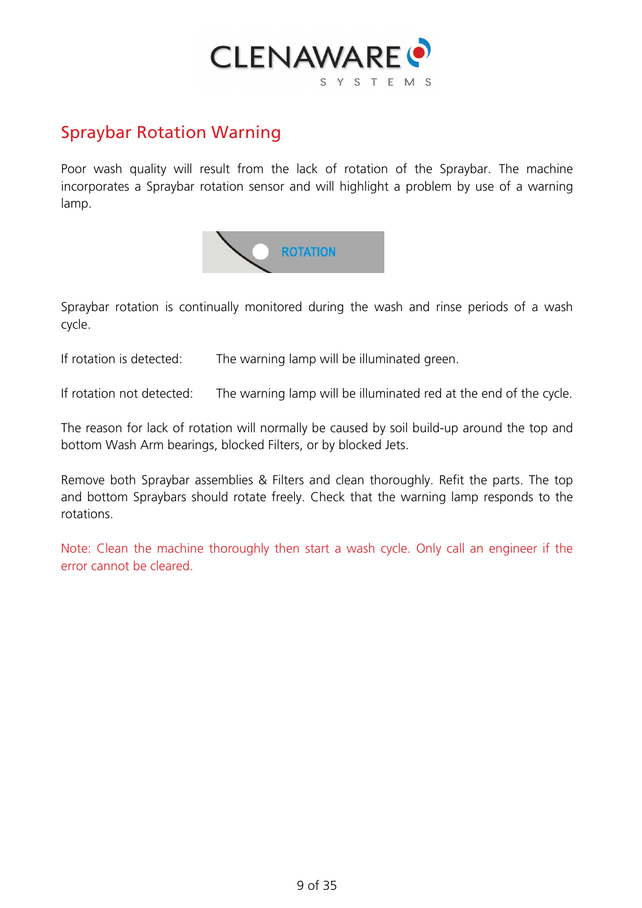## Spraybar Rotation Warning

Poor wash quality will result from the lack of rotation of the Spraybar. The machine incorporates a Spraybar rotation sensor and will highlight a problem by use of a warning lamp.

ROTATION

Spraybar rotation is continually monitored during the wash and rinse periods of a wash cycle.

If rotation is detected: The warning lamp will be illuminated green.

If rotation not detected: The warning lamp will be illuminated red at the end of the cycle.

The reason for lack of rotation will normally be caused by soil build-up around the top and bottom Wash Arm bearings, blocked Filters, or by blocked Jets.

Remove both Spraybar assemblies & Filters and clean thoroughly. Refit the parts. The top and bottom Spraybars should rotate freely. Check that the warning lamp responds to the rotations.

Note: Clean the machine thoroughly then start a wash cycle. Only call an engineer if the error cannot be cleared.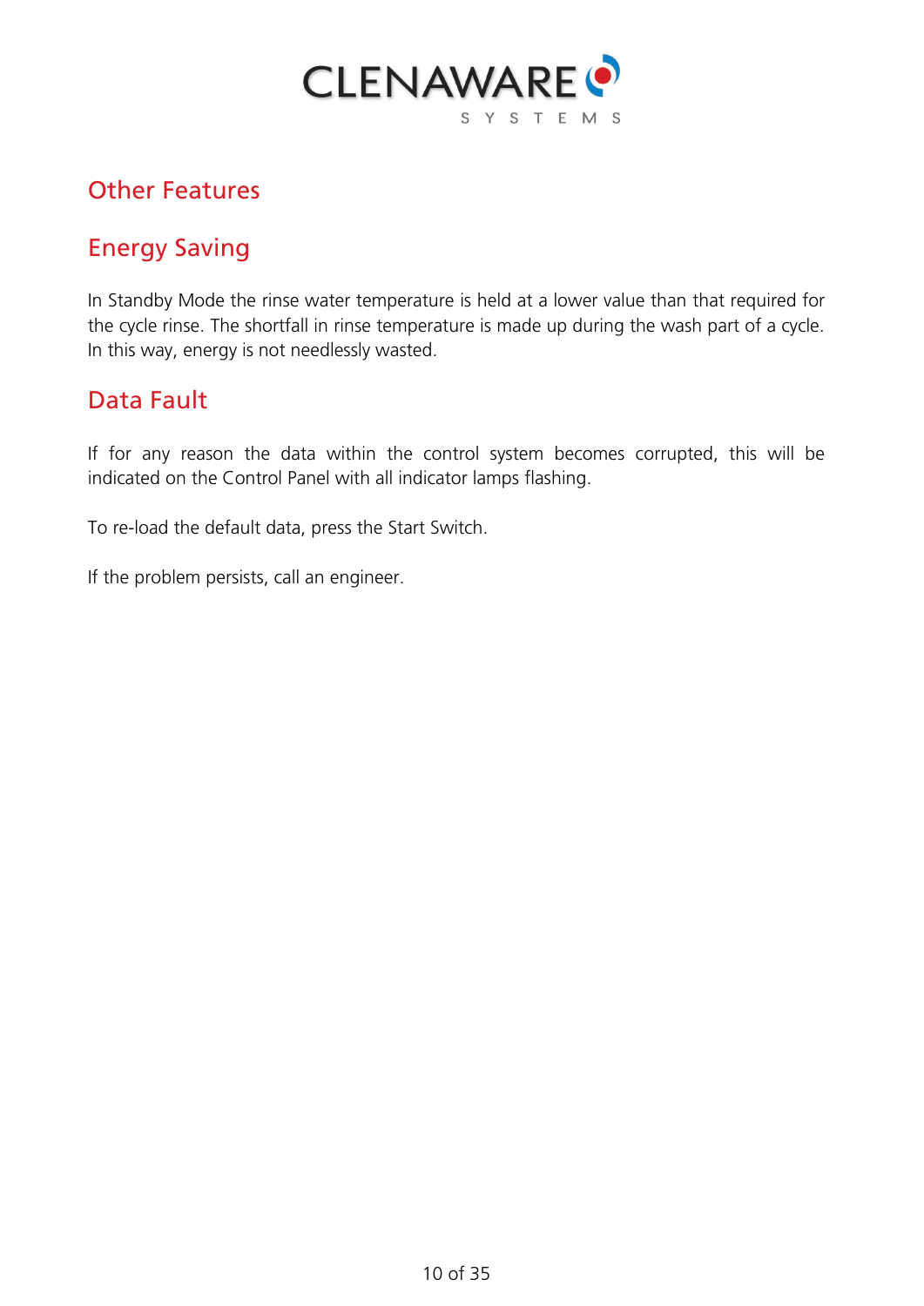# Other Features

## Energy Saving

In Standby Mode the rinse water temperature is held at a lower value than that required for the cycle rinse. The shortfall in rinse temperature is made up during the wash part of a cycle. In this way, energy is not needlessly wasted.

## Data Fault

If for any reason the data within the control system becomes corrupted, this will be indicated on the Control Panel with all indicator lamps flashing.

To re-load the default data, press the Start Switch.

If the problem persists, call an engineer.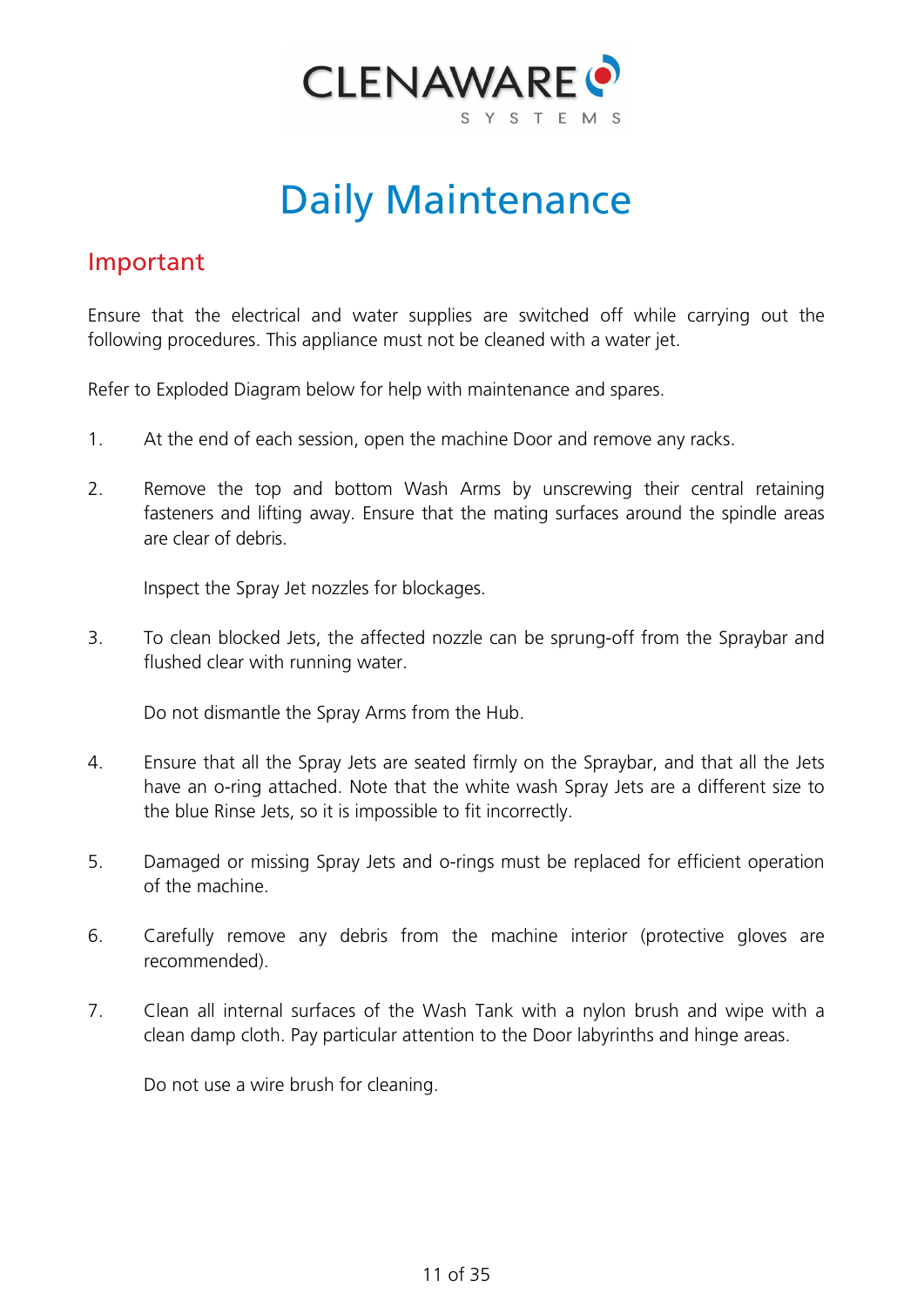# Daily Maintenance

## Important

Ensure that the electrical and water supplies are switched off while carrying out the following procedures. This appliance must not be cleaned with a water jet.

Refer to Exploded Diagram below for help with maintenance and spares.

1. At the end of each session, open the machine Door and remove any racks.

2. Remove the top and bottom Wash Arms by unscrewing their central retaining fasteners and lifting away. Ensure that the mating surfaces around the spindle areas are clear of debris.

   Inspect the Spray Jet nozzles for blockages.

3. To clean blocked Jets, the affected nozzle can be sprung-off from the Spraybar and flushed clear with running water.

   Do not dismantle the Spray Arms from the Hub.

4. Ensure that all the Spray Jets are seated firmly on the Spraybar, and that all the Jets have an o-ring attached. Note that the white wash Spray Jets are a different size to the blue Rinse Jets, so it is impossible to fit incorrectly.

5. Damaged or missing Spray Jets and o-rings must be replaced for efficient operation of the machine.

6. Carefully remove any debris from the machine interior (protective gloves are recommended).

7. Clean all internal surfaces of the Wash Tank with a nylon brush and wipe with a clean damp cloth. Pay particular attention to the Door labyrinths and hinge areas.

   Do not use a wire brush for cleaning.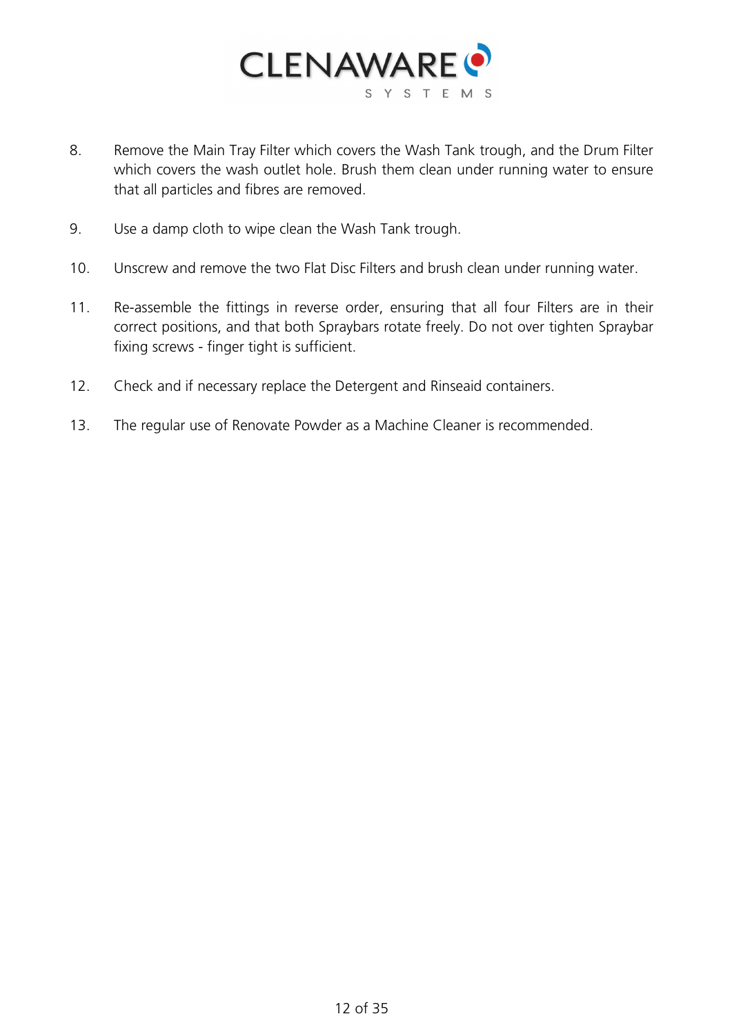8. Remove the Main Tray Filter which covers the Wash Tank trough, and the Drum Filter which covers the wash outlet hole. Brush them clean under running water to ensure that all particles and fibres are removed.

9. Use a damp cloth to wipe clean the Wash Tank trough.

10. Unscrew and remove the two Flat Disc Filters and brush clean under running water.

11. Re-assemble the fittings in reverse order, ensuring that all four Filters are in their correct positions, and that both Spraybars rotate freely. Do not over tighten Spraybar fixing screws - finger tight is sufficient.

12. Check and if necessary replace the Detergent and Rinseaid containers.

13. The regular use of Renovate Powder as a Machine Cleaner is recommended.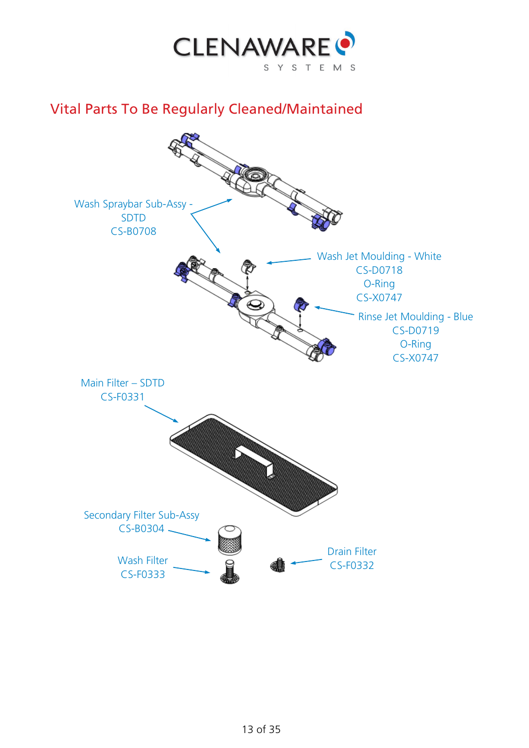# Vital Parts To Be Regularly Cleaned/Maintained

Wash Spraybar Sub-Assy - SDTD
CS-B0708

Wash Jet Moulding - White
CS-D0718
O-Ring
CS-X0747

Rinse Jet Moulding - Blue
CS-D0719
O-Ring
CS-X0747

Main Filter – SDTD
CS-F0331

Secondary Filter Sub-Assy
CS-B0304

Wash Filter
CS-F0333

Drain Filter
CS-F0332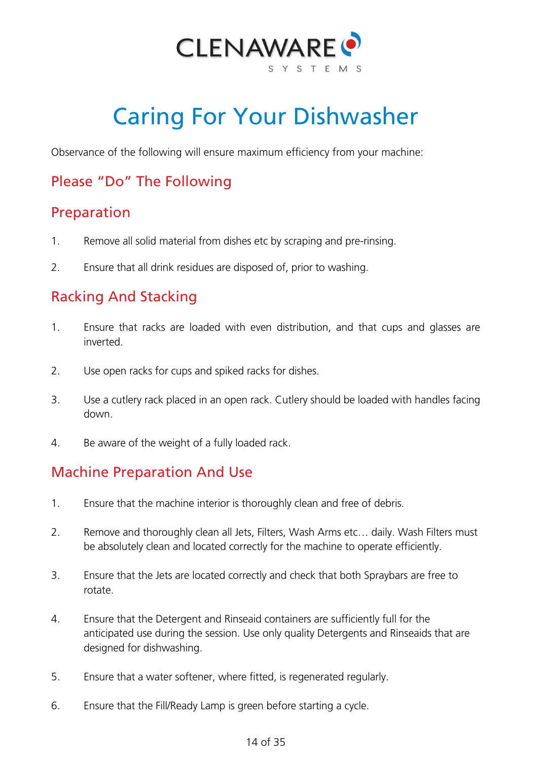CLENAWARE SYSTEMS

# Caring For Your Dishwasher

Observance of the following will ensure maximum efficiency from your machine:

## Please “Do” The Following

## Preparation

1. Remove all solid material from dishes etc by scraping and pre-rinsing.
2. Ensure that all drink residues are disposed of, prior to washing.

## Racking And Stacking

1. Ensure that racks are loaded with even distribution, and that cups and glasses are inverted.
2. Use open racks for cups and spiked racks for dishes.
3. Use a cutlery rack placed in an open rack. Cutlery should be loaded with handles facing down.
4. Be aware of the weight of a fully loaded rack.

## Machine Preparation And Use

1. Ensure that the machine interior is thoroughly clean and free of debris.
2. Remove and thoroughly clean all Jets, Filters, Wash Arms etc… daily. Wash Filters must be absolutely clean and located correctly for the machine to operate efficiently.
3. Ensure that the Jets are located correctly and check that both Spraybars are free to rotate.
4. Ensure that the Detergent and Rinseaid containers are sufficiently full for the anticipated use during the session. Use only quality Detergents and Rinseaids that are designed for dishwashing.
5. Ensure that a water softener, where fitted, is regenerated regularly.
6. Ensure that the Fill/Ready Lamp is green before starting a cycle.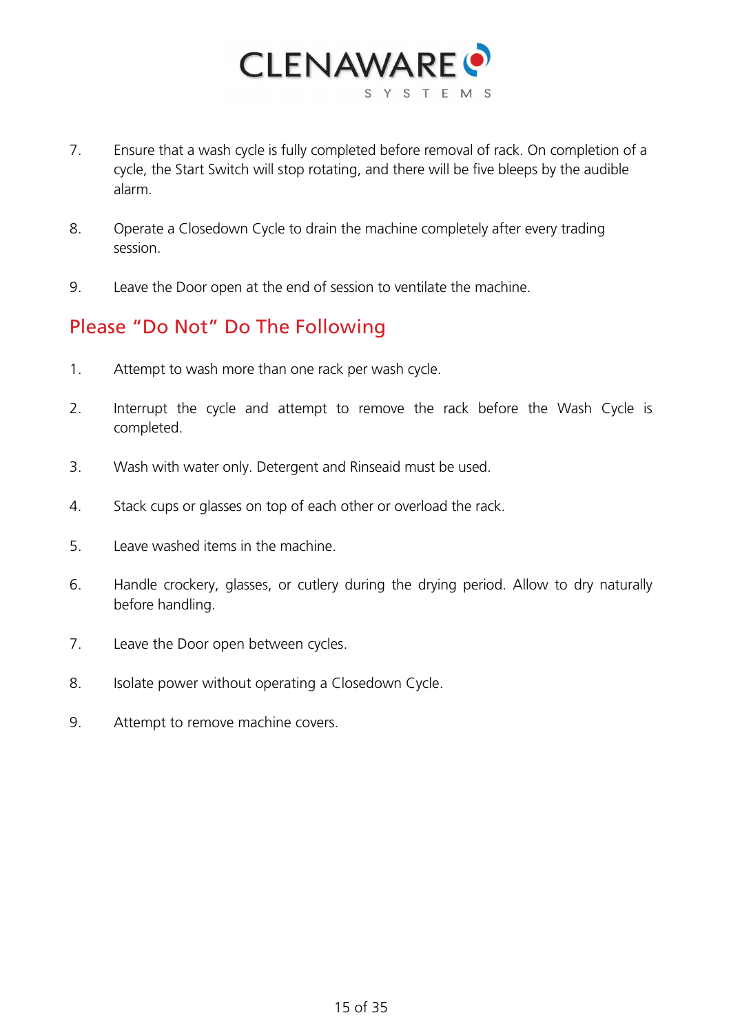7. Ensure that a wash cycle is fully completed before removal of rack. On completion of a cycle, the Start Switch will stop rotating, and there will be five bleeps by the audible alarm.

8. Operate a Closedown Cycle to drain the machine completely after every trading session.

9. Leave the Door open at the end of session to ventilate the machine.

## Please “Do Not” Do The Following

1. Attempt to wash more than one rack per wash cycle.

2. Interrupt the cycle and attempt to remove the rack before the Wash Cycle is completed.

3. Wash with water only. Detergent and Rinseaid must be used.

4. Stack cups or glasses on top of each other or overload the rack.

5. Leave washed items in the machine.

6. Handle crockery, glasses, or cutlery during the drying period. Allow to dry naturally before handling.

7. Leave the Door open between cycles.

8. Isolate power without operating a Closedown Cycle.

9. Attempt to remove machine covers.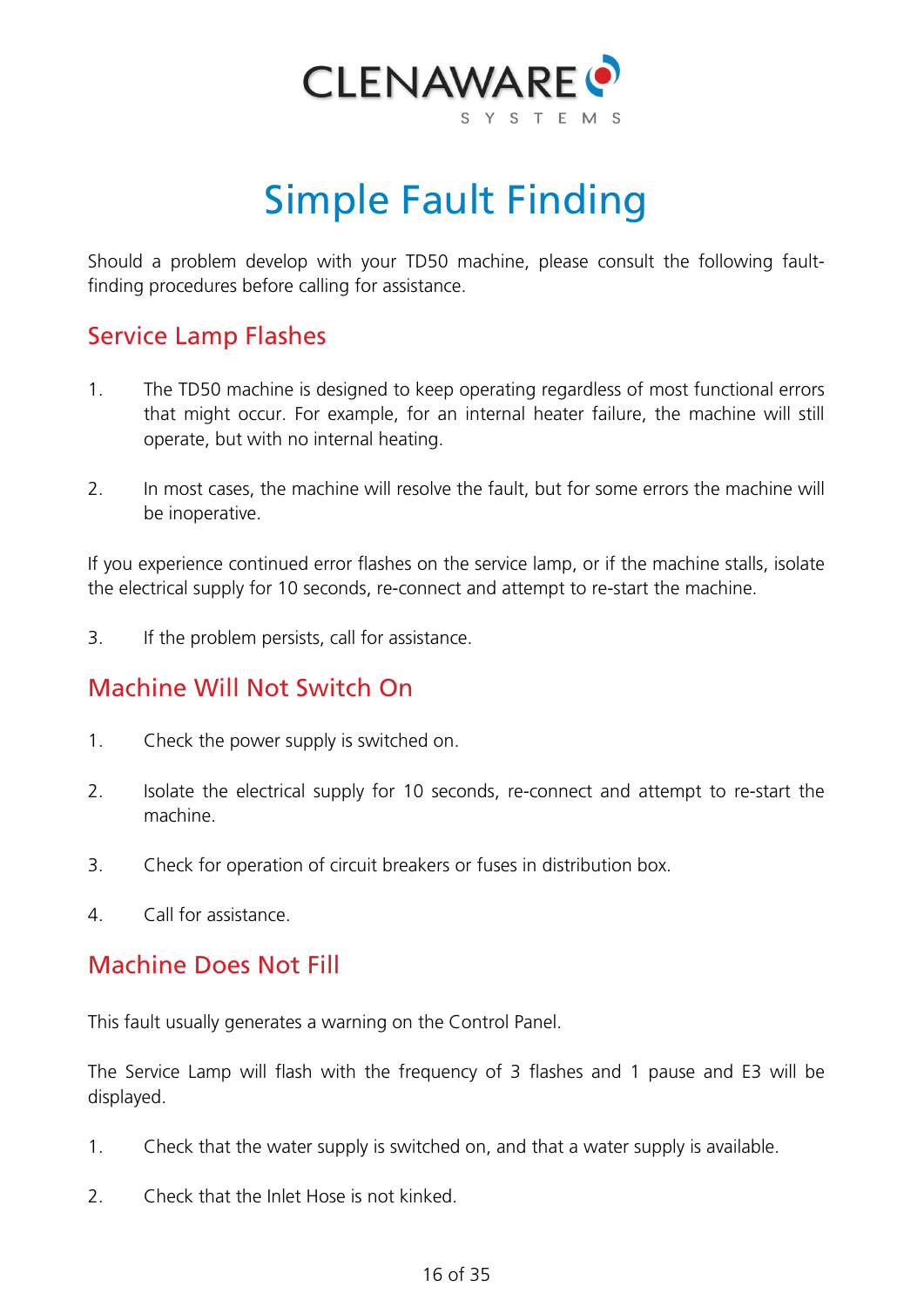# Simple Fault Finding

Should a problem develop with your TD50 machine, please consult the following fault-finding procedures before calling for assistance.

## Service Lamp Flashes

1. The TD50 machine is designed to keep operating regardless of most functional errors that might occur. For example, for an internal heater failure, the machine will still operate, but with no internal heating.

2. In most cases, the machine will resolve the fault, but for some errors the machine will be inoperative.

If you experience continued error flashes on the service lamp, or if the machine stalls, isolate the electrical supply for 10 seconds, re-connect and attempt to re-start the machine.

3. If the problem persists, call for assistance.

## Machine Will Not Switch On

1. Check the power supply is switched on.

2. Isolate the electrical supply for 10 seconds, re-connect and attempt to re-start the machine.

3. Check for operation of circuit breakers or fuses in distribution box.

4. Call for assistance.

## Machine Does Not Fill

This fault usually generates a warning on the Control Panel.

The Service Lamp will flash with the frequency of 3 flashes and 1 pause and E3 will be displayed.

1. Check that the water supply is switched on, and that a water supply is available.

2. Check that the Inlet Hose is not kinked.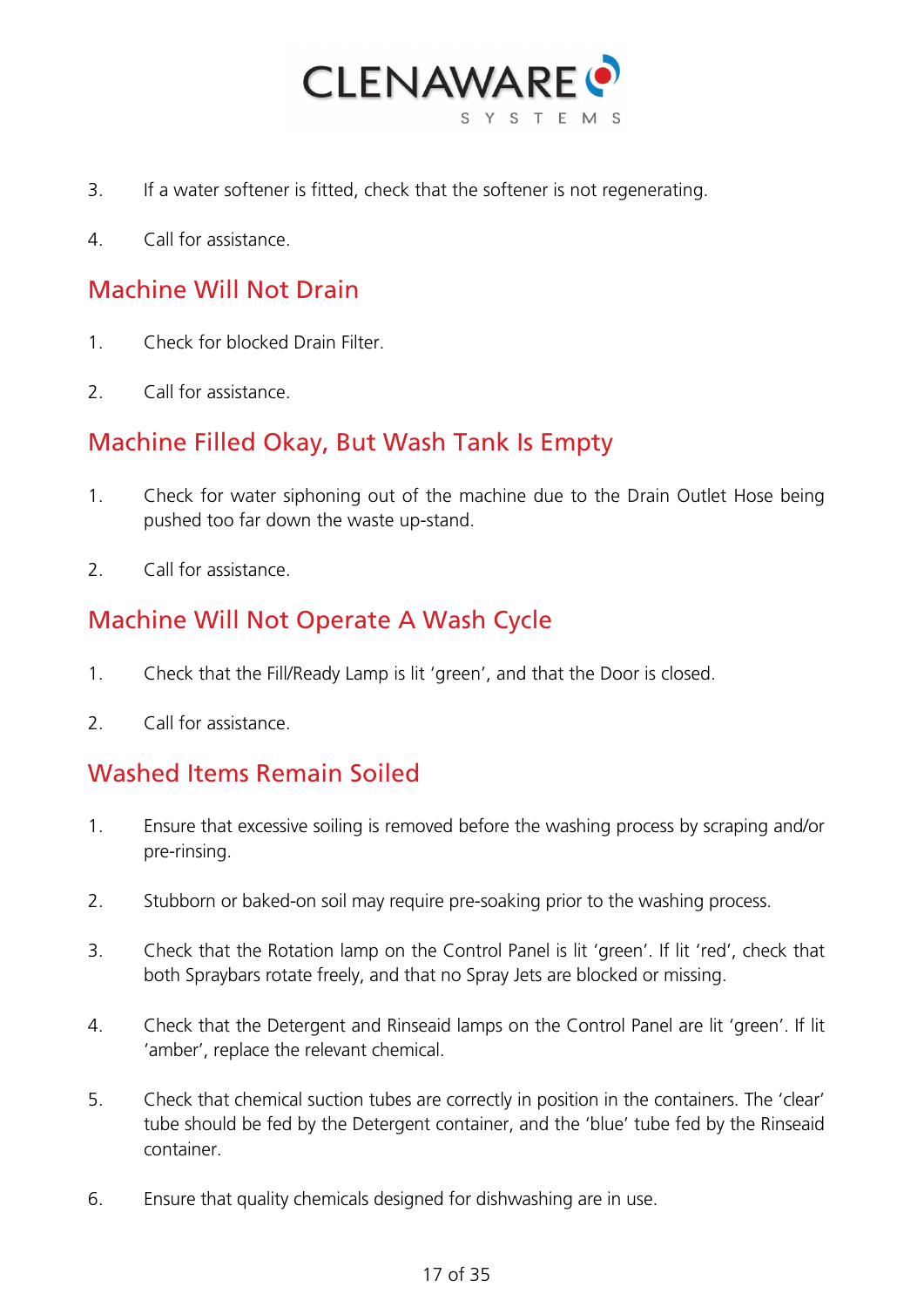3. If a water softener is fitted, check that the softener is not regenerating.

4. Call for assistance.

## Machine Will Not Drain

1. Check for blocked Drain Filter.

2. Call for assistance.

## Machine Filled Okay, But Wash Tank Is Empty

1. Check for water siphoning out of the machine due to the Drain Outlet Hose being pushed too far down the waste up-stand.

2. Call for assistance.

## Machine Will Not Operate A Wash Cycle

1. Check that the Fill/Ready Lamp is lit 'green', and that the Door is closed.

2. Call for assistance.

## Washed Items Remain Soiled

1. Ensure that excessive soiling is removed before the washing process by scraping and/or pre-rinsing.

2. Stubborn or baked-on soil may require pre-soaking prior to the washing process.

3. Check that the Rotation lamp on the Control Panel is lit 'green'. If lit 'red', check that both Spraybars rotate freely, and that no Spray Jets are blocked or missing.

4. Check that the Detergent and Rinseaid lamps on the Control Panel are lit 'green'. If lit 'amber', replace the relevant chemical.

5. Check that chemical suction tubes are correctly in position in the containers. The 'clear' tube should be fed by the Detergent container, and the 'blue' tube fed by the Rinseaid container.

6. Ensure that quality chemicals designed for dishwashing are in use.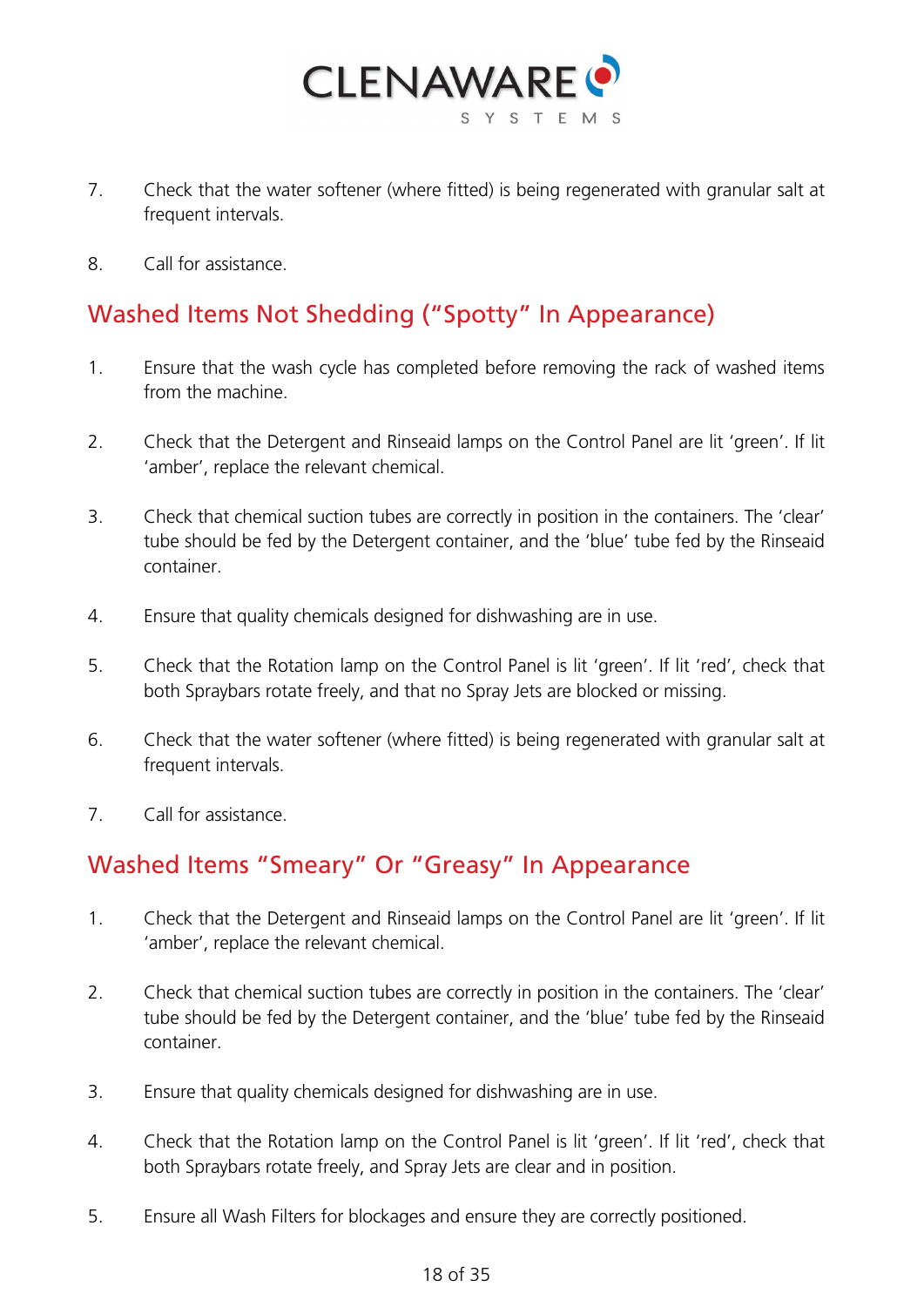7. Check that the water softener (where fitted) is being regenerated with granular salt at frequent intervals.

8. Call for assistance.

## Washed Items Not Shedding (“Spotty” In Appearance)

1. Ensure that the wash cycle has completed before removing the rack of washed items from the machine.

2. Check that the Detergent and Rinseaid lamps on the Control Panel are lit ‘green’. If lit ‘amber’, replace the relevant chemical.

3. Check that chemical suction tubes are correctly in position in the containers. The ‘clear’ tube should be fed by the Detergent container, and the ‘blue’ tube fed by the Rinseaid container.

4. Ensure that quality chemicals designed for dishwashing are in use.

5. Check that the Rotation lamp on the Control Panel is lit ‘green’. If lit ‘red’, check that both Spraybars rotate freely, and that no Spray Jets are blocked or missing.

6. Check that the water softener (where fitted) is being regenerated with granular salt at frequent intervals.

7. Call for assistance.

## Washed Items “Smeary” Or “Greasy” In Appearance

1. Check that the Detergent and Rinseaid lamps on the Control Panel are lit ‘green’. If lit ‘amber’, replace the relevant chemical.

2. Check that chemical suction tubes are correctly in position in the containers. The ‘clear’ tube should be fed by the Detergent container, and the ‘blue’ tube fed by the Rinseaid container.

3. Ensure that quality chemicals designed for dishwashing are in use.

4. Check that the Rotation lamp on the Control Panel is lit ‘green’. If lit ‘red’, check that both Spraybars rotate freely, and Spray Jets are clear and in position.

5. Ensure all Wash Filters for blockages and ensure they are correctly positioned.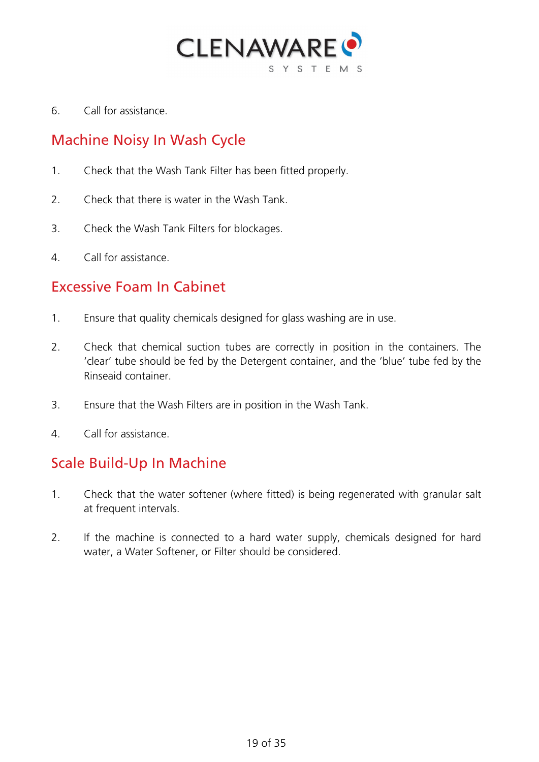6. Call for assistance.

## Machine Noisy In Wash Cycle

1. Check that the Wash Tank Filter has been fitted properly.

2. Check that there is water in the Wash Tank.

3. Check the Wash Tank Filters for blockages.

4. Call for assistance.

## Excessive Foam In Cabinet

1. Ensure that quality chemicals designed for glass washing are in use.

2. Check that chemical suction tubes are correctly in position in the containers. The 'clear' tube should be fed by the Detergent container, and the 'blue' tube fed by the Rinseaid container.

3. Ensure that the Wash Filters are in position in the Wash Tank.

4. Call for assistance.

## Scale Build-Up In Machine

1. Check that the water softener (where fitted) is being regenerated with granular salt at frequent intervals.

2. If the machine is connected to a hard water supply, chemicals designed for hard water, a Water Softener, or Filter should be considered.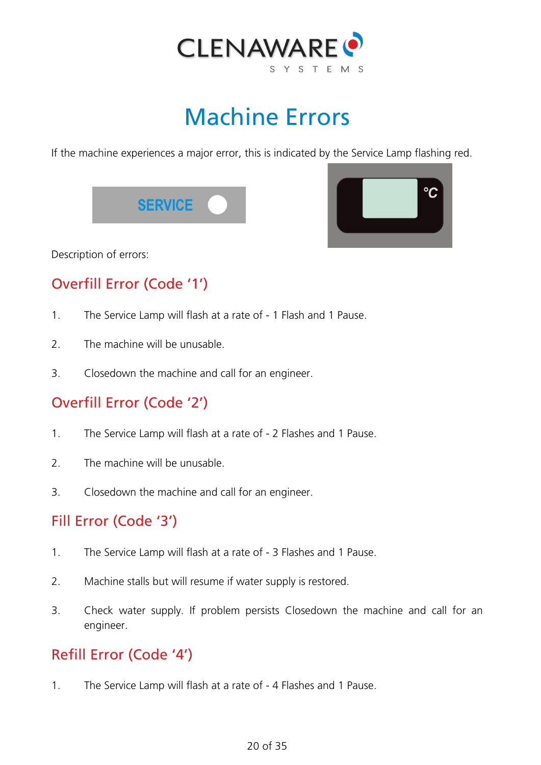# Machine Errors

If the machine experiences a major error, this is indicated by the Service Lamp flashing red.

Description of errors:

## Overfill Error (Code '1')

1. The Service Lamp will flash at a rate of - 1 Flash and 1 Pause.
2. The machine will be unusable.
3. Closedown the machine and call for an engineer.

## Overfill Error (Code '2')

1. The Service Lamp will flash at a rate of - 2 Flashes and 1 Pause.
2. The machine will be unusable.
3. Closedown the machine and call for an engineer.

## Fill Error (Code '3')

1. The Service Lamp will flash at a rate of - 3 Flashes and 1 Pause.
2. Machine stalls but will resume if water supply is restored.
3. Check water supply. If problem persists Closedown the machine and call for an engineer.

## Refill Error (Code '4')

1. The Service Lamp will flash at a rate of - 4 Flashes and 1 Pause.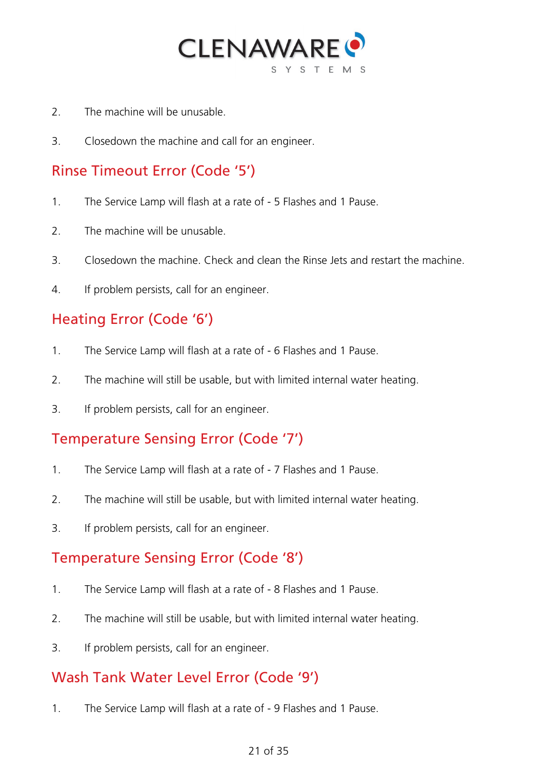2. The machine will be unusable.

3. Closedown the machine and call for an engineer.

## Rinse Timeout Error (Code '5')

1. The Service Lamp will flash at a rate of - 5 Flashes and 1 Pause.

2. The machine will be unusable.

3. Closedown the machine. Check and clean the Rinse Jets and restart the machine.

4. If problem persists, call for an engineer.

## Heating Error (Code '6')

1. The Service Lamp will flash at a rate of - 6 Flashes and 1 Pause.

2. The machine will still be usable, but with limited internal water heating.

3. If problem persists, call for an engineer.

## Temperature Sensing Error (Code '7')

1. The Service Lamp will flash at a rate of - 7 Flashes and 1 Pause.

2. The machine will still be usable, but with limited internal water heating.

3. If problem persists, call for an engineer.

## Temperature Sensing Error (Code '8')

1. The Service Lamp will flash at a rate of - 8 Flashes and 1 Pause.

2. The machine will still be usable, but with limited internal water heating.

3. If problem persists, call for an engineer.

## Wash Tank Water Level Error (Code '9')

1. The Service Lamp will flash at a rate of - 9 Flashes and 1 Pause.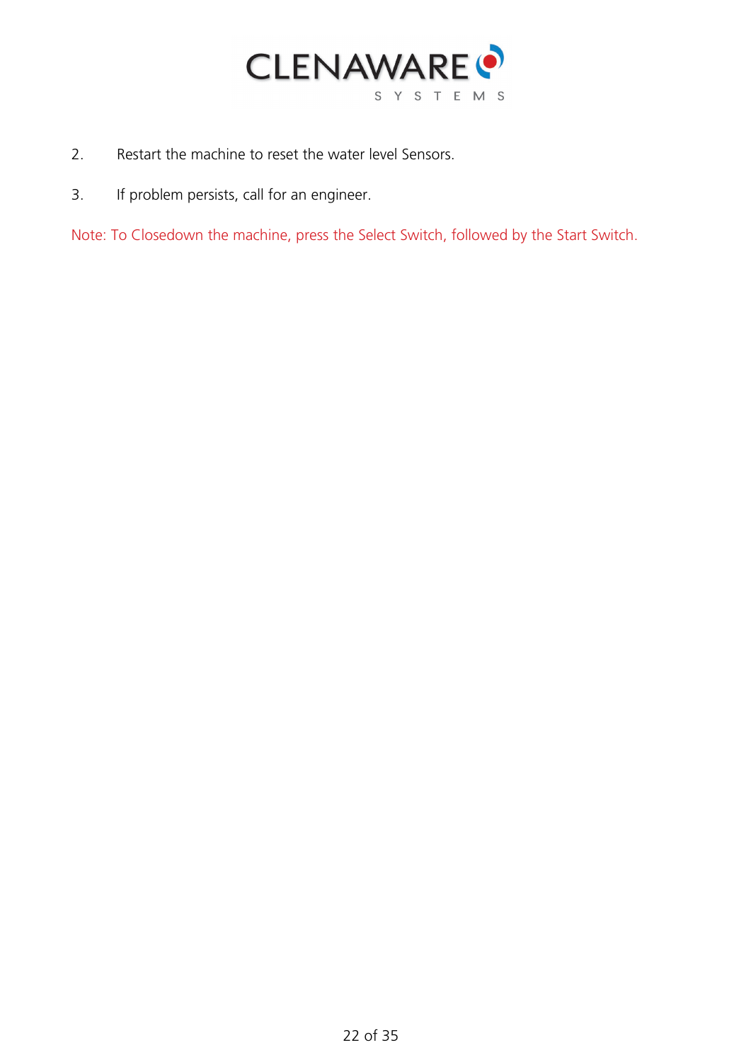2. Restart the machine to reset the water level Sensors.

3. If problem persists, call for an engineer.

Note: To Closedown the machine, press the Select Switch, followed by the Start Switch.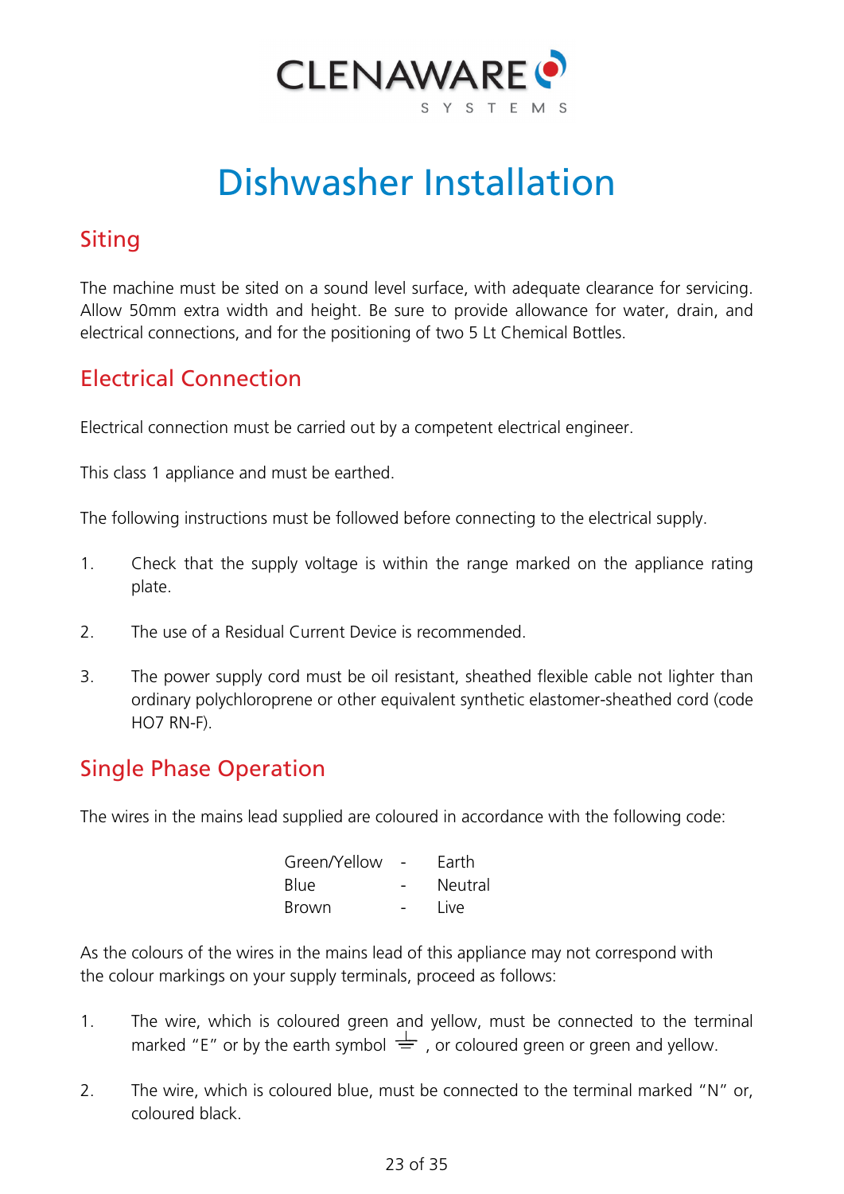CLENAWARE SYSTEMS

# Dishwasher Installation

## Siting

The machine must be sited on a sound level surface, with adequate clearance for servicing. Allow 50mm extra width and height. Be sure to provide allowance for water, drain, and electrical connections, and for the positioning of two 5 Lt Chemical Bottles.

## Electrical Connection

Electrical connection must be carried out by a competent electrical engineer.

This class 1 appliance and must be earthed.

The following instructions must be followed before connecting to the electrical supply.

1. Check that the supply voltage is within the range marked on the appliance rating plate.

2. The use of a Residual Current Device is recommended.

3. The power supply cord must be oil resistant, sheathed flexible cable not lighter than ordinary polychloroprene or other equivalent synthetic elastomer-sheathed cord (code HO7 RN-F).

## Single Phase Operation

The wires in the mains lead supplied are coloured in accordance with the following code:

| | | |
|---|---|---|
| Green/Yellow | - | Earth |
| Blue | - | Neutral |
| Brown | - | Live |

As the colours of the wires in the mains lead of this appliance may not correspond with the colour markings on your supply terminals, proceed as follows:

1. The wire, which is coloured green and yellow, must be connected to the terminal marked "E" or by the earth symbol ⏚ , or coloured green or green and yellow.

2. The wire, which is coloured blue, must be connected to the terminal marked "N" or, coloured black.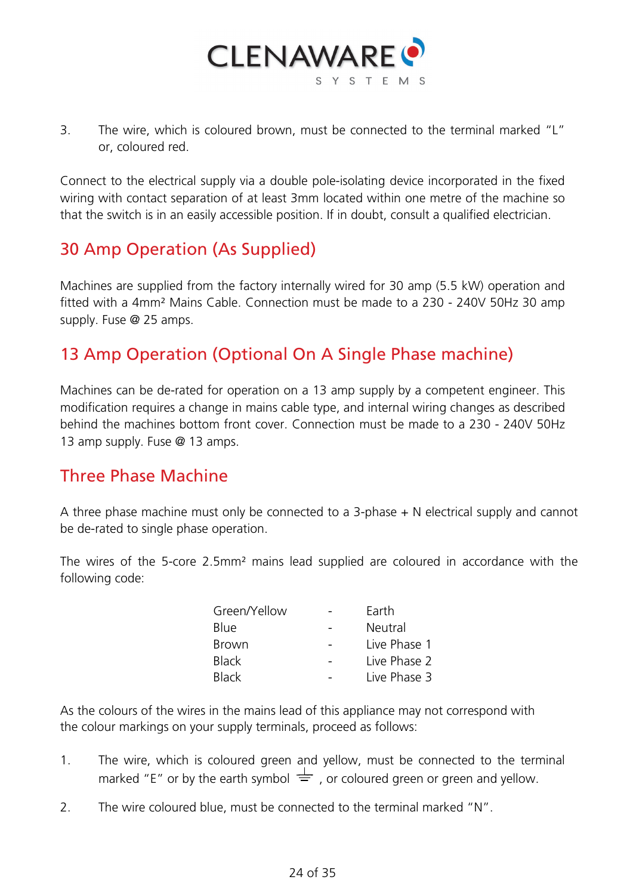3. The wire, which is coloured brown, must be connected to the terminal marked “L” or, coloured red.

Connect to the electrical supply via a double pole-isolating device incorporated in the fixed wiring with contact separation of at least 3mm located within one metre of the machine so that the switch is in an easily accessible position. If in doubt, consult a qualified electrician.

## 30 Amp Operation (As Supplied)

Machines are supplied from the factory internally wired for 30 amp (5.5 kW) operation and fitted with a 4mm² Mains Cable. Connection must be made to a 230 - 240V 50Hz 30 amp supply. Fuse @ 25 amps.

## 13 Amp Operation (Optional On A Single Phase machine)

Machines can be de-rated for operation on a 13 amp supply by a competent engineer. This modification requires a change in mains cable type, and internal wiring changes as described behind the machines bottom front cover. Connection must be made to a 230 - 240V 50Hz 13 amp supply. Fuse @ 13 amps.

## Three Phase Machine

A three phase machine must only be connected to a 3-phase + N electrical supply and cannot be de-rated to single phase operation.

The wires of the 5-core 2.5mm² mains lead supplied are coloured in accordance with the following code:

| | | |
|---|---|---|
| Green/Yellow | - | Earth |
| Blue | - | Neutral |
| Brown | - | Live Phase 1 |
| Black | - | Live Phase 2 |
| Black | - | Live Phase 3 |

As the colours of the wires in the mains lead of this appliance may not correspond with the colour markings on your supply terminals, proceed as follows:

1. The wire, which is coloured green and yellow, must be connected to the terminal marked “E” or by the earth symbol ⏚ , or coloured green or green and yellow.

2. The wire coloured blue, must be connected to the terminal marked “N”.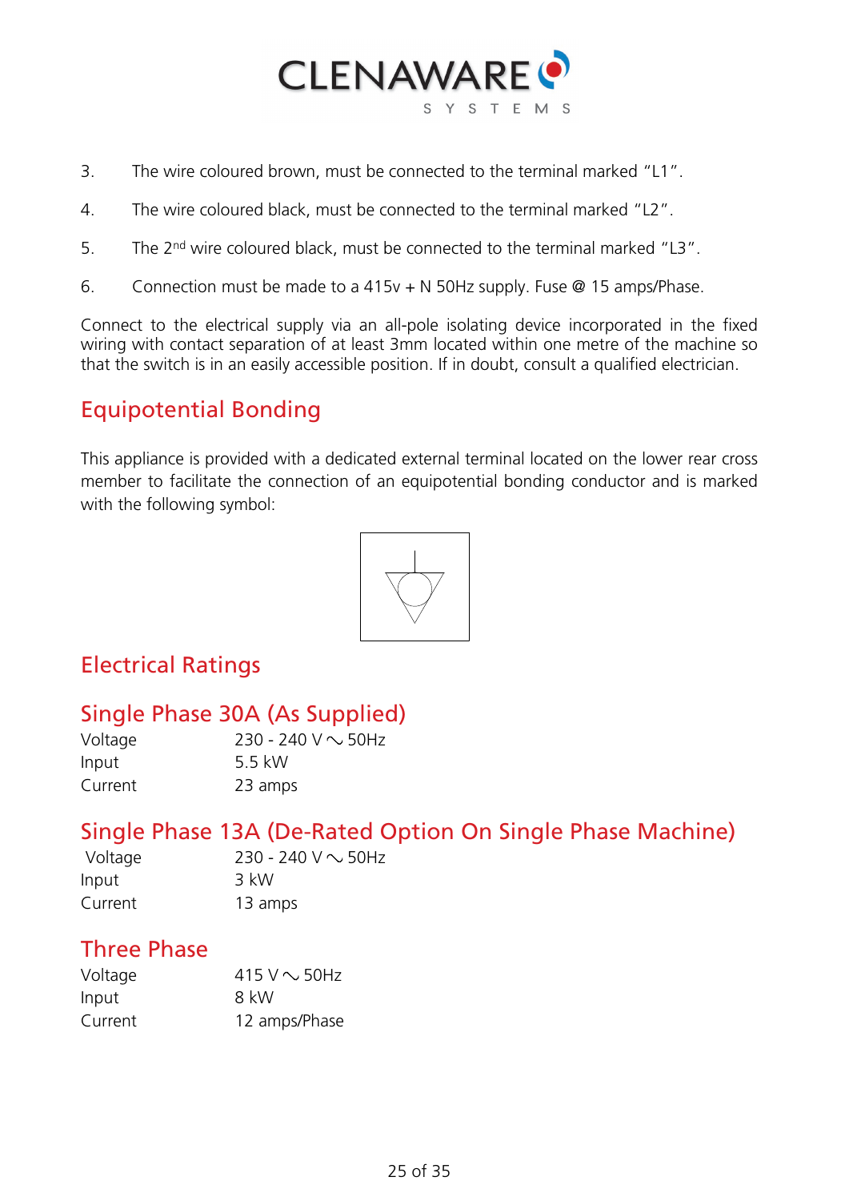3. The wire coloured brown, must be connected to the terminal marked "L1".

4. The wire coloured black, must be connected to the terminal marked "L2".

5. The 2nd wire coloured black, must be connected to the terminal marked "L3".

6. Connection must be made to a 415v + N 50Hz supply. Fuse @ 15 amps/Phase.

Connect to the electrical supply via an all-pole isolating device incorporated in the fixed wiring with contact separation of at least 3mm located within one metre of the machine so that the switch is in an easily accessible position. If in doubt, consult a qualified electrician.

## Equipotential Bonding

This appliance is provided with a dedicated external terminal located on the lower rear cross member to facilitate the connection of an equipotential bonding conductor and is marked with the following symbol:

## Electrical Ratings

### Single Phase 30A (As Supplied)

| | |
|---|---|
| Voltage | 230 - 240 V ∿ 50Hz |
| Input | 5.5 kW |
| Current | 23 amps |

### Single Phase 13A (De-Rated Option On Single Phase Machine)

| | |
|---|---|
| Voltage | 230 - 240 V ∿ 50Hz |
| Input | 3 kW |
| Current | 13 amps |

### Three Phase

| | |
|---|---|
| Voltage | 415 V ∿ 50Hz |
| Input | 8 kW |
| Current | 12 amps/Phase |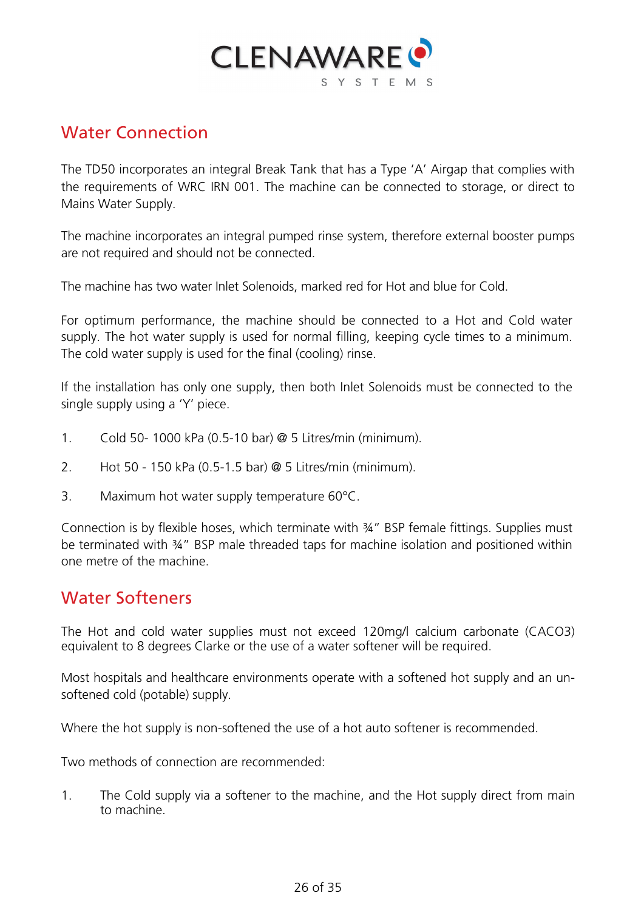## Water Connection

The TD50 incorporates an integral Break Tank that has a Type 'A' Airgap that complies with the requirements of WRC IRN 001. The machine can be connected to storage, or direct to Mains Water Supply.

The machine incorporates an integral pumped rinse system, therefore external booster pumps are not required and should not be connected.

The machine has two water Inlet Solenoids, marked red for Hot and blue for Cold.

For optimum performance, the machine should be connected to a Hot and Cold water supply. The hot water supply is used for normal filling, keeping cycle times to a minimum. The cold water supply is used for the final (cooling) rinse.

If the installation has only one supply, then both Inlet Solenoids must be connected to the single supply using a 'Y' piece.

1. Cold 50- 1000 kPa (0.5-10 bar) @ 5 Litres/min (minimum).
2. Hot 50 - 150 kPa (0.5-1.5 bar) @ 5 Litres/min (minimum).
3. Maximum hot water supply temperature 60°C.

Connection is by flexible hoses, which terminate with ¾" BSP female fittings. Supplies must be terminated with ¾" BSP male threaded taps for machine isolation and positioned within one metre of the machine.

## Water Softeners

The Hot and cold water supplies must not exceed 120mg/l calcium carbonate (CACO3) equivalent to 8 degrees Clarke or the use of a water softener will be required.

Most hospitals and healthcare environments operate with a softened hot supply and an un-softened cold (potable) supply.

Where the hot supply is non-softened the use of a hot auto softener is recommended.

Two methods of connection are recommended:

1. The Cold supply via a softener to the machine, and the Hot supply direct from main to machine.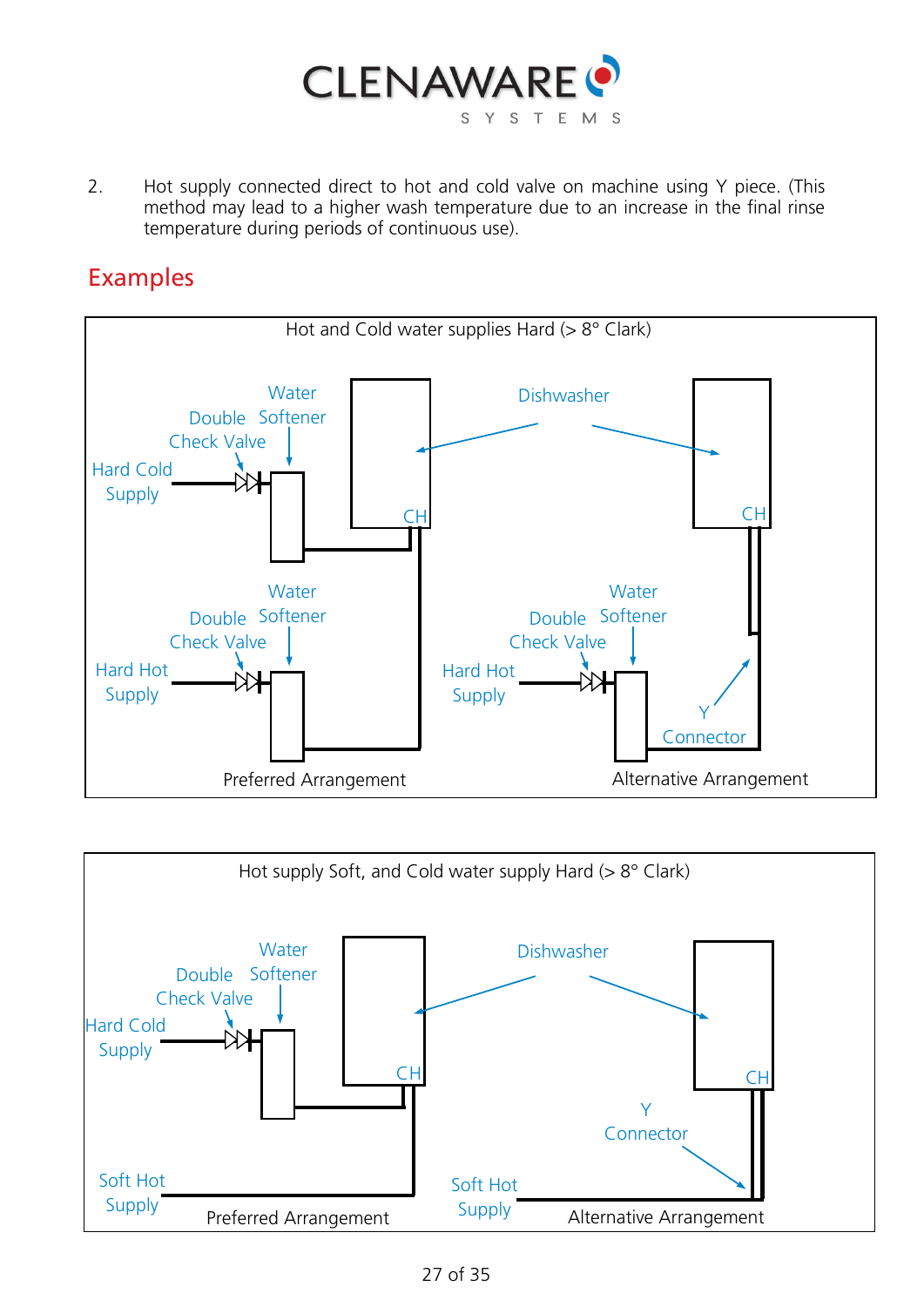2. Hot supply connected direct to hot and cold valve on machine using Y piece. (This method may lead to a higher wash temperature due to an increase in the final rinse temperature during periods of continuous use).

## Examples

Hot and Cold water supplies Hard (> 8° Clark)

Water Softener
Double Check Valve
Hard Cold Supply
Dishwasher
CH
CH
Water Softener
Double Check Valve
Hard Hot Supply
Water Softener
Double Check Valve
Hard Hot Supply
Y Connector
Preferred Arrangement
Alternative Arrangement

Hot supply Soft, and Cold water supply Hard (> 8° Clark)

Water Softener
Double Check Valve
Hard Cold Supply
Dishwasher
CH
CH
Y Connector
Soft Hot Supply
Soft Hot Supply
Preferred Arrangement
Alternative Arrangement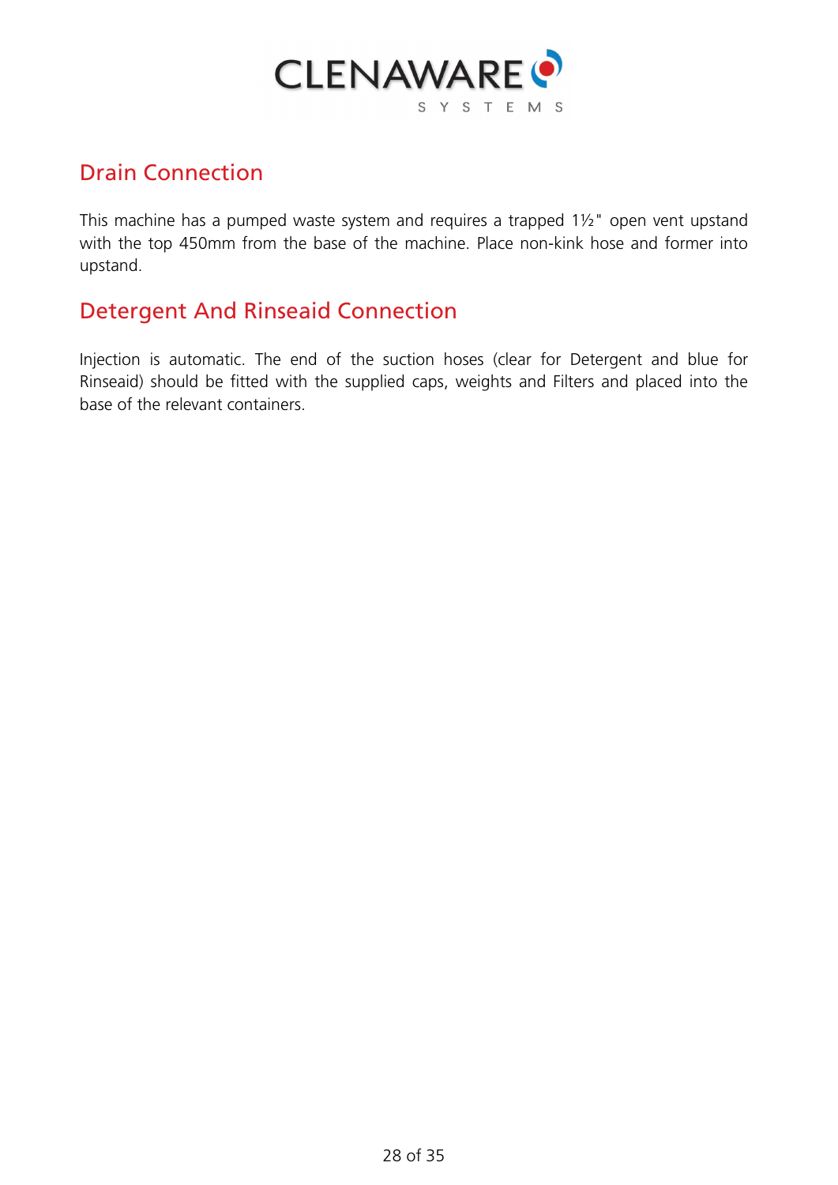## Drain Connection

This machine has a pumped waste system and requires a trapped 1½" open vent upstand with the top 450mm from the base of the machine. Place non-kink hose and former into upstand.

## Detergent And Rinseaid Connection

Injection is automatic. The end of the suction hoses (clear for Detergent and blue for Rinseaid) should be fitted with the supplied caps, weights and Filters and placed into the base of the relevant containers.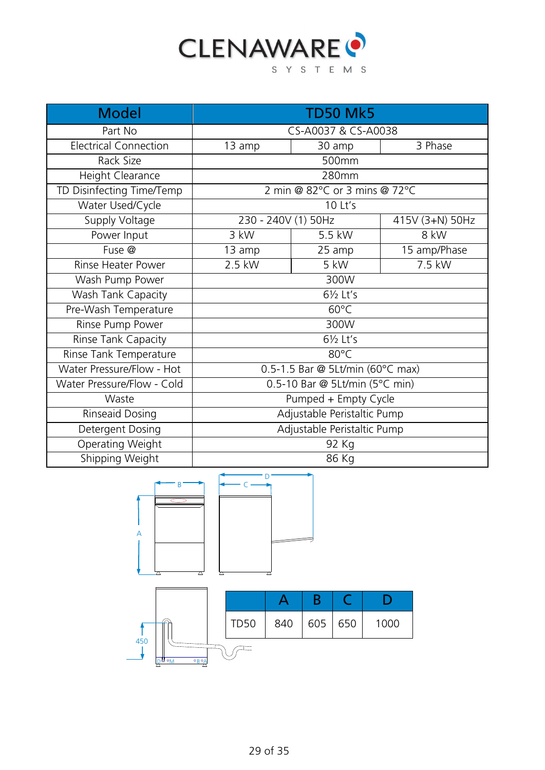# CLENAWARE SYSTEMS

| Model | TD50 Mk5 | | |
|---|---|---|---|
| Part No | CS-A0037 & CS-A0038 | | |
| Electrical Connection | 13 amp | 30 amp | 3 Phase |
| Rack Size | 500mm | | |
| Height Clearance | 280mm | | |
| TD Disinfecting Time/Temp | 2 min @ 82°C or 3 mins @ 72°C | | |
| Water Used/Cycle | 10 Lt's | | |
| Supply Voltage | 230 - 240V (1) 50Hz | | 415V (3+N) 50Hz |
| Power Input | 3 kW | 5.5 kW | 8 kW |
| Fuse @ | 13 amp | 25 amp | 15 amp/Phase |
| Rinse Heater Power | 2.5 kW | 5 kW | 7.5 kW |
| Wash Pump Power | 300W | | |
| Wash Tank Capacity | 6½ Lt's | | |
| Pre-Wash Temperature | 60°C | | |
| Rinse Pump Power | 300W | | |
| Rinse Tank Capacity | 6½ Lt's | | |
| Rinse Tank Temperature | 80°C | | |
| Water Pressure/Flow - Hot | 0.5-1.5 Bar @ 5Lt/min (60°C max) | | |
| Water Pressure/Flow - Cold | 0.5-10 Bar @ 5Lt/min (5°C min) | | |
| Waste | Pumped + Empty Cycle | | |
| Rinseaid Dosing | Adjustable Peristaltic Pump | | |
| Detergent Dosing | Adjustable Peristaltic Pump | | |
| Operating Weight | 92 Kg | | |
| Shipping Weight | 86 Kg | | |

450

| | A | B | C | D |
|---|---|---|---|---|
| TD50 | 840 | 605 | 650 | 1000 |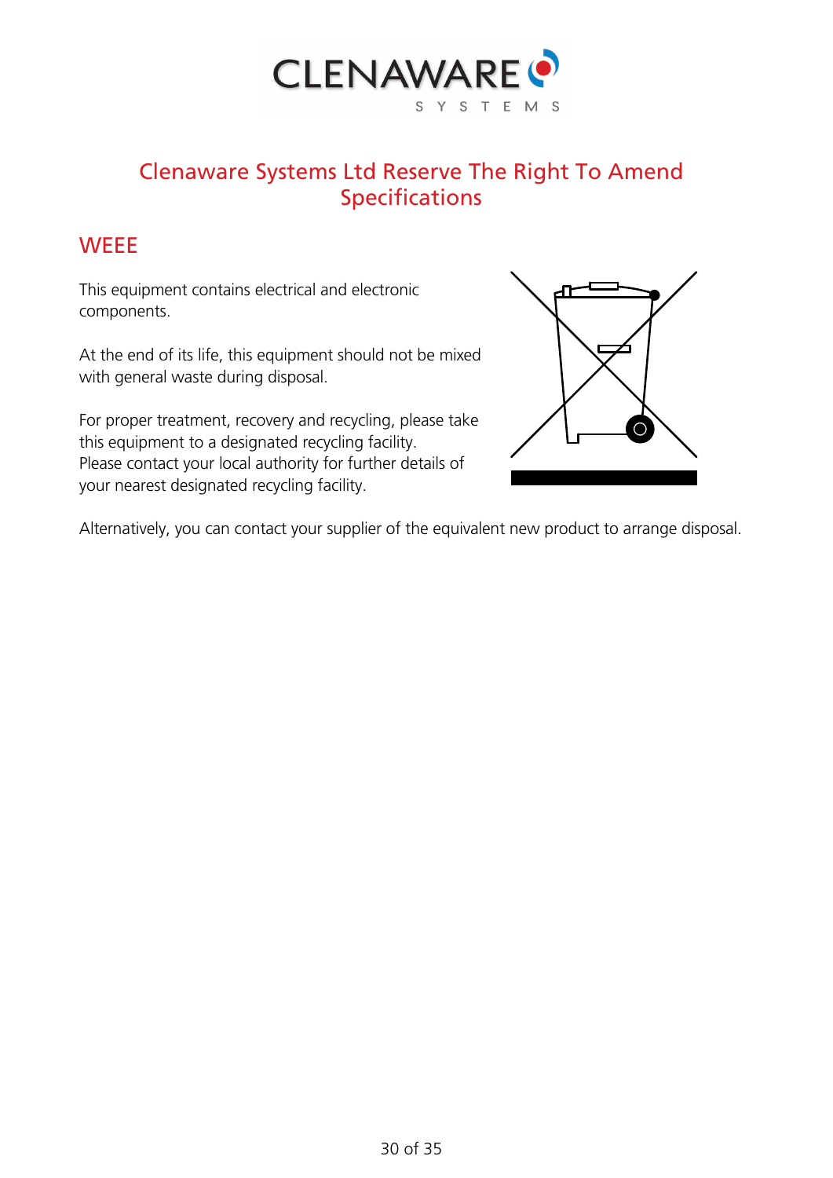## Clenaware Systems Ltd Reserve The Right To Amend Specifications

## WEEE

This equipment contains electrical and electronic components.

At the end of its life, this equipment should not be mixed with general waste during disposal.

For proper treatment, recovery and recycling, please take this equipment to a designated recycling facility.
Please contact your local authority for further details of your nearest designated recycling facility.

Alternatively, you can contact your supplier of the equivalent new product to arrange disposal.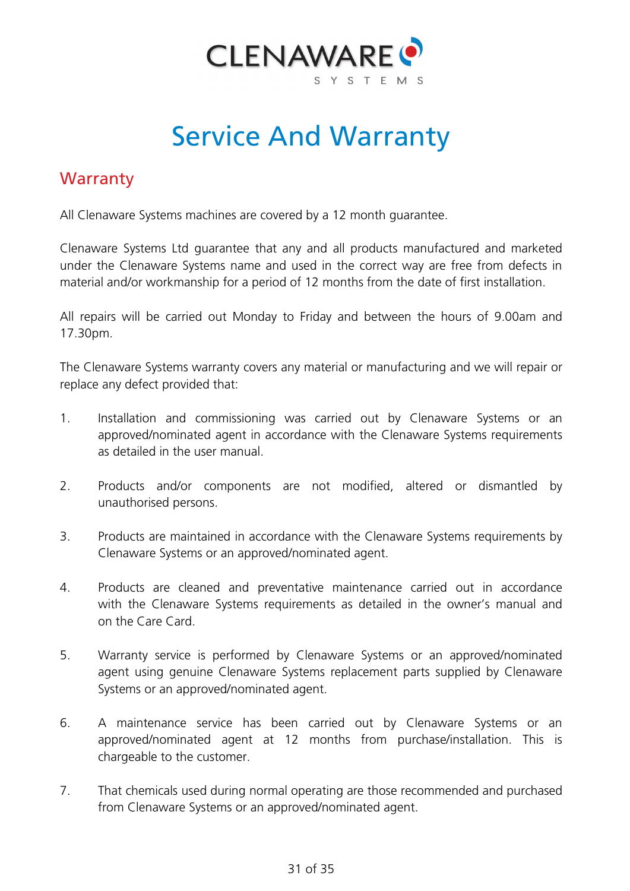# Service And Warranty

## Warranty

All Clenaware Systems machines are covered by a 12 month guarantee.

Clenaware Systems Ltd guarantee that any and all products manufactured and marketed under the Clenaware Systems name and used in the correct way are free from defects in material and/or workmanship for a period of 12 months from the date of first installation.

All repairs will be carried out Monday to Friday and between the hours of 9.00am and 17.30pm.

The Clenaware Systems warranty covers any material or manufacturing and we will repair or replace any defect provided that:

1. Installation and commissioning was carried out by Clenaware Systems or an approved/nominated agent in accordance with the Clenaware Systems requirements as detailed in the user manual.

2. Products and/or components are not modified, altered or dismantled by unauthorised persons.

3. Products are maintained in accordance with the Clenaware Systems requirements by Clenaware Systems or an approved/nominated agent.

4. Products are cleaned and preventative maintenance carried out in accordance with the Clenaware Systems requirements as detailed in the owner's manual and on the Care Card.

5. Warranty service is performed by Clenaware Systems or an approved/nominated agent using genuine Clenaware Systems replacement parts supplied by Clenaware Systems or an approved/nominated agent.

6. A maintenance service has been carried out by Clenaware Systems or an approved/nominated agent at 12 months from purchase/installation. This is chargeable to the customer.

7. That chemicals used during normal operating are those recommended and purchased from Clenaware Systems or an approved/nominated agent.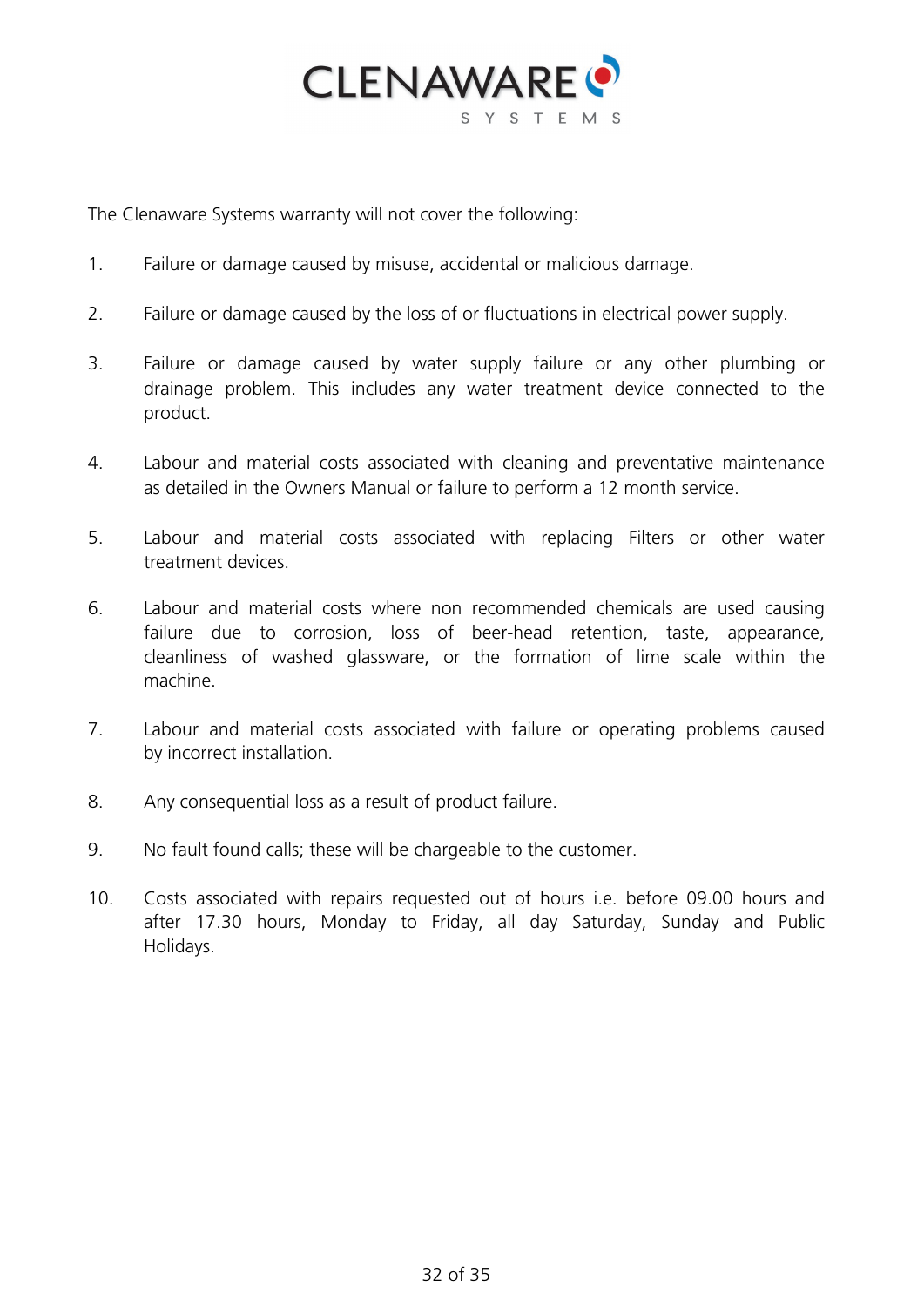The Clenaware Systems warranty will not cover the following:

1. Failure or damage caused by misuse, accidental or malicious damage.

2. Failure or damage caused by the loss of or fluctuations in electrical power supply.

3. Failure or damage caused by water supply failure or any other plumbing or drainage problem. This includes any water treatment device connected to the product.

4. Labour and material costs associated with cleaning and preventative maintenance as detailed in the Owners Manual or failure to perform a 12 month service.

5. Labour and material costs associated with replacing Filters or other water treatment devices.

6. Labour and material costs where non recommended chemicals are used causing failure due to corrosion, loss of beer-head retention, taste, appearance, cleanliness of washed glassware, or the formation of lime scale within the machine.

7. Labour and material costs associated with failure or operating problems caused by incorrect installation.

8. Any consequential loss as a result of product failure.

9. No fault found calls; these will be chargeable to the customer.

10. Costs associated with repairs requested out of hours i.e. before 09.00 hours and after 17.30 hours, Monday to Friday, all day Saturday, Sunday and Public Holidays.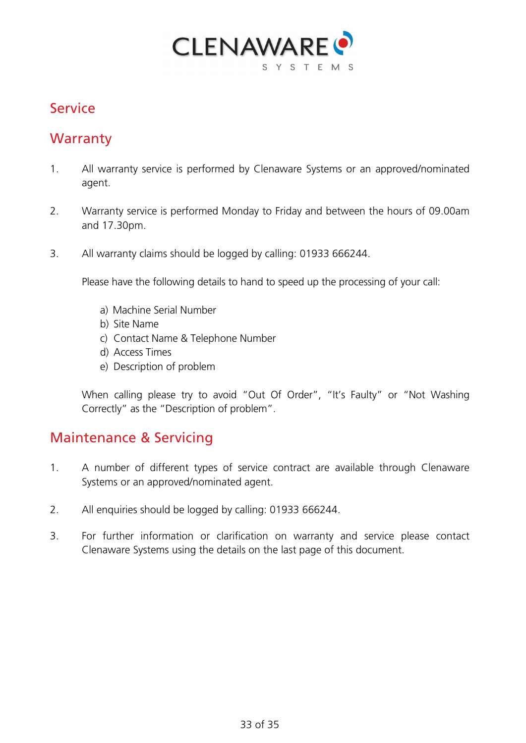# Service

## Warranty

1. All warranty service is performed by Clenaware Systems or an approved/nominated agent.

2. Warranty service is performed Monday to Friday and between the hours of 09.00am and 17.30pm.

3. All warranty claims should be logged by calling: 01933 666244.

   Please have the following details to hand to speed up the processing of your call:

   a) Machine Serial Number
   b) Site Name
   c) Contact Name & Telephone Number
   d) Access Times
   e) Description of problem

   When calling please try to avoid "Out Of Order", "It's Faulty" or "Not Washing Correctly" as the "Description of problem".

## Maintenance & Servicing

1. A number of different types of service contract are available through Clenaware Systems or an approved/nominated agent.

2. All enquiries should be logged by calling: 01933 666244.

3. For further information or clarification on warranty and service please contact Clenaware Systems using the details on the last page of this document.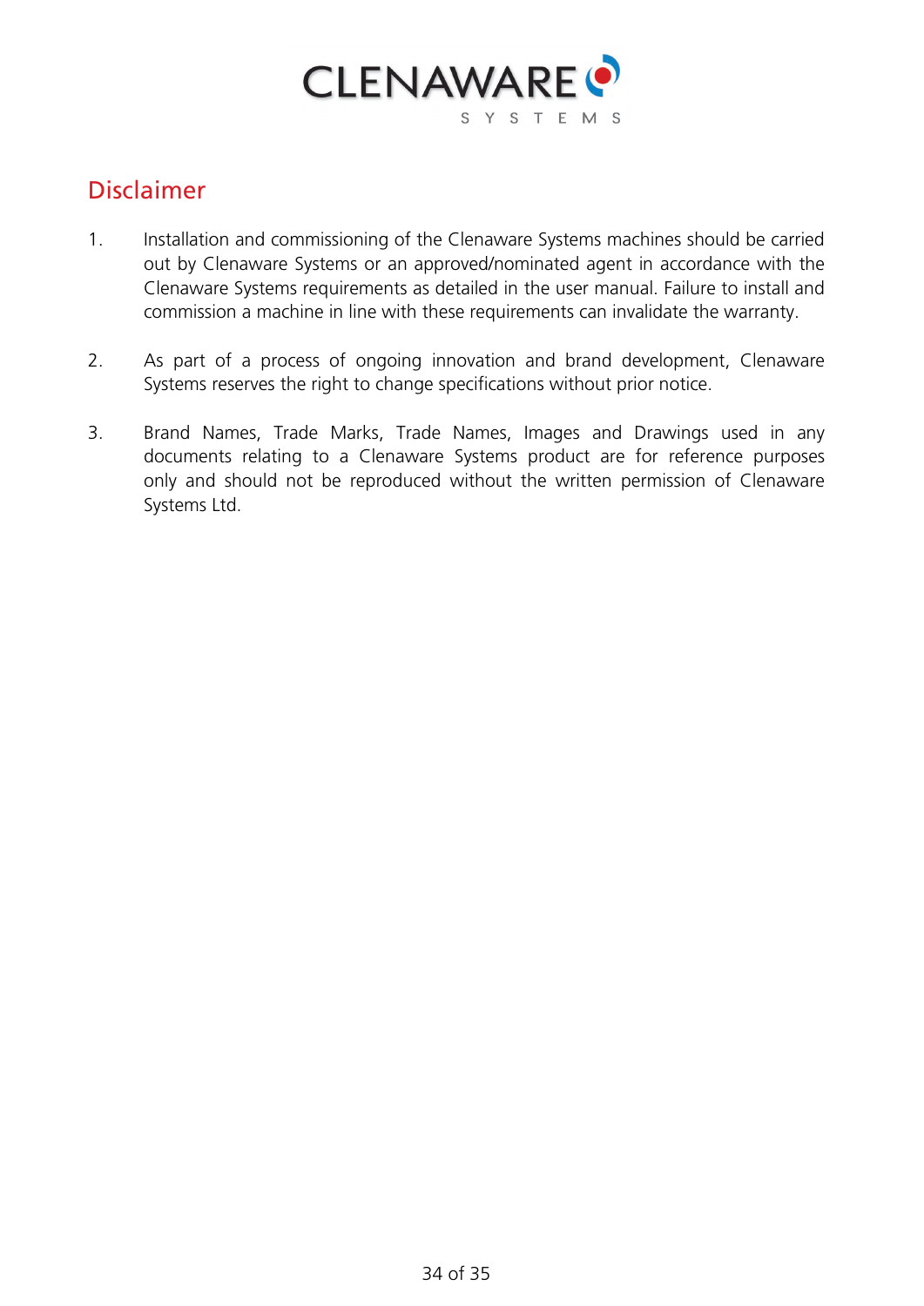# Disclaimer

1. Installation and commissioning of the Clenaware Systems machines should be carried out by Clenaware Systems or an approved/nominated agent in accordance with the Clenaware Systems requirements as detailed in the user manual. Failure to install and commission a machine in line with these requirements can invalidate the warranty.

2. As part of a process of ongoing innovation and brand development, Clenaware Systems reserves the right to change specifications without prior notice.

3. Brand Names, Trade Marks, Trade Names, Images and Drawings used in any documents relating to a Clenaware Systems product are for reference purposes only and should not be reproduced without the written permission of Clenaware Systems Ltd.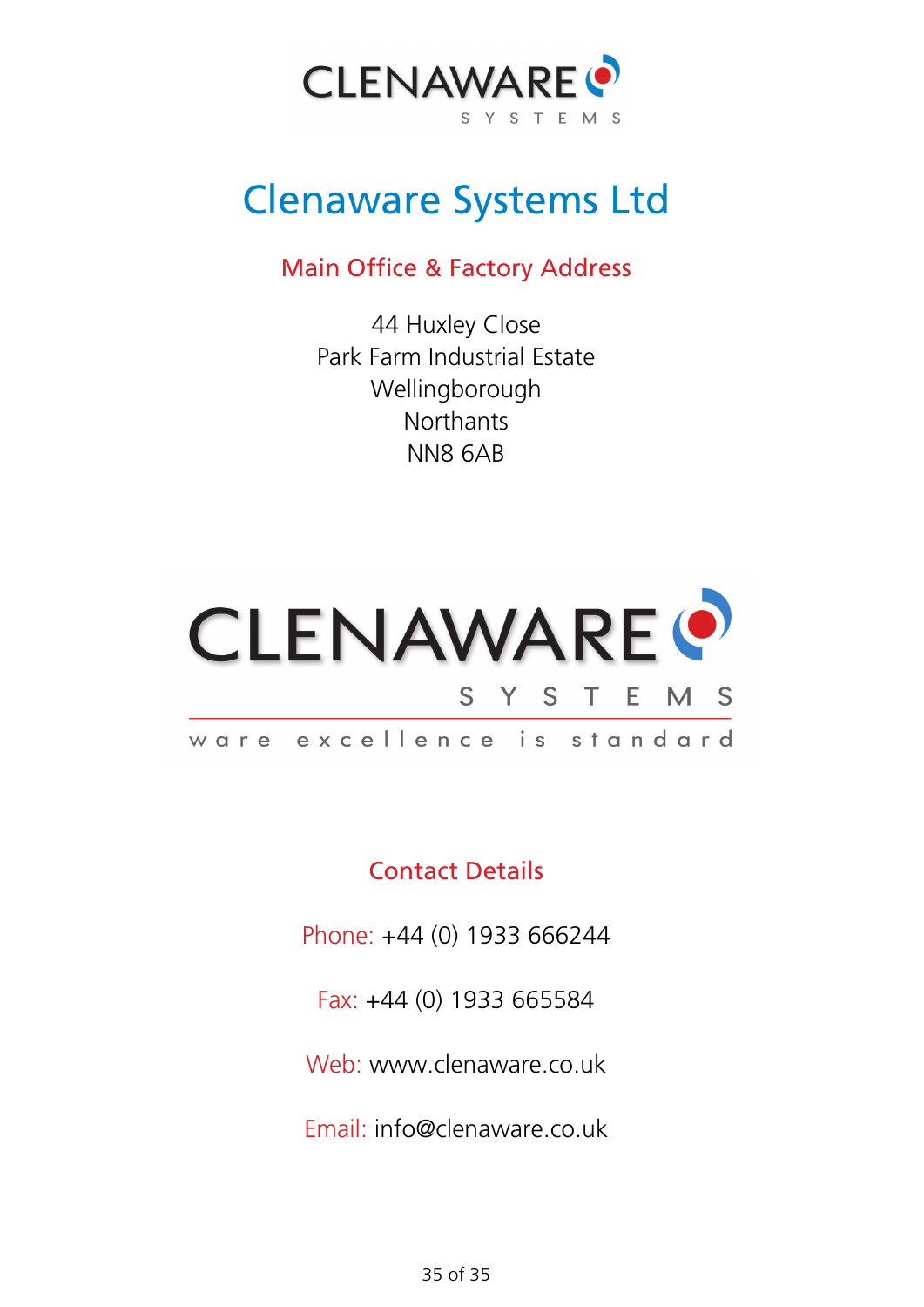# Clenaware Systems Ltd

## Main Office & Factory Address

44 Huxley Close
Park Farm Industrial Estate
Wellingborough
Northants
NN8 6AB

## Contact Details

Phone: +44 (0) 1933 666244

Fax: +44 (0) 1933 665584

Web: www.clenaware.co.uk

Email: info@clenaware.co.uk